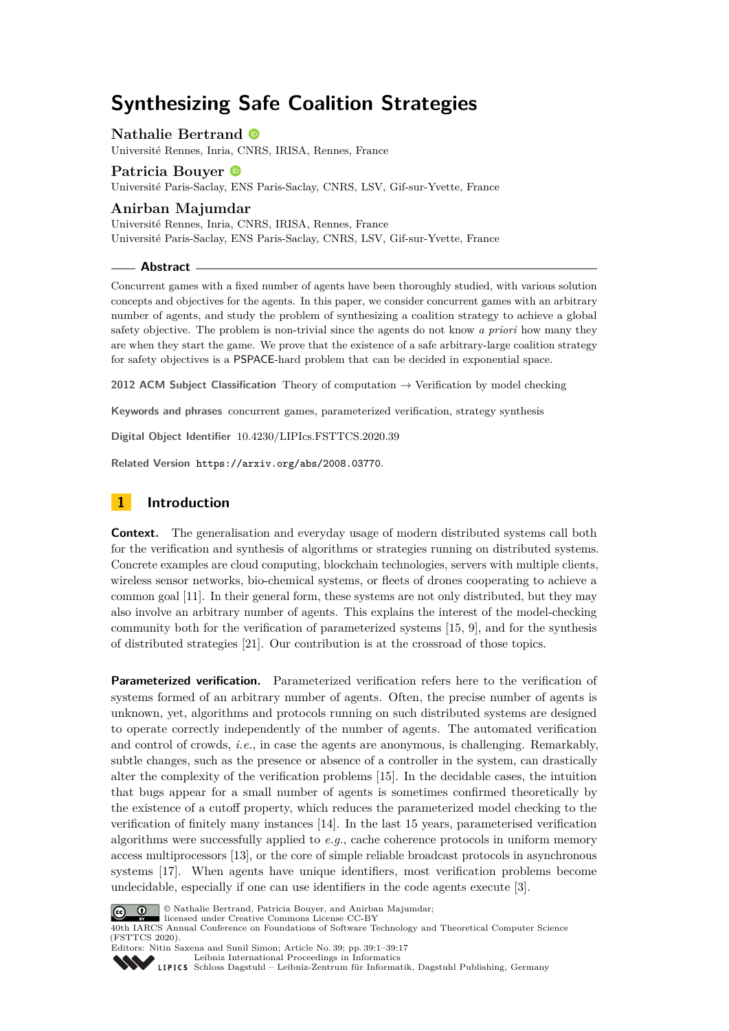# Synthesizing Safe Coalition Strategies

**Nathalie Bertrand**
Université Rennes, Inria, CNRS, IRISA, Rennes, France

**Patricia Bouyer**
Université Paris-Saclay, ENS Paris-Saclay, CNRS, LSV, Gif-sur-Yvette, France

**Anirban Majumdar**
Université Rennes, Inria, CNRS, IRISA, Rennes, France
Université Paris-Saclay, ENS Paris-Saclay, CNRS, LSV, Gif-sur-Yvette, France

## Abstract

Concurrent games with a fixed number of agents have been thoroughly studied, with various solution concepts and objectives for the agents. In this paper, we consider concurrent games with an arbitrary number of agents, and study the problem of synthesizing a coalition strategy to achieve a global safety objective. The problem is non-trivial since the agents do not know *a priori* how many they are when they start the game. We prove that the existence of a safe arbitrary-large coalition strategy for safety objectives is a PSPACE-hard problem that can be decided in exponential space.

**2012 ACM Subject Classification** Theory of computation → Verification by model checking

**Keywords and phrases** concurrent games, parameterized verification, strategy synthesis

**Digital Object Identifier** 10.4230/LIPIcs.FSTTCS.2020.39

**Related Version** https://arxiv.org/abs/2008.03770.

## 1 Introduction

**Context.** The generalisation and everyday usage of modern distributed systems call both for the verification and synthesis of algorithms or strategies running on distributed systems. Concrete examples are cloud computing, blockchain technologies, servers with multiple clients, wireless sensor networks, bio-chemical systems, or fleets of drones cooperating to achieve a common goal [11]. In their general form, these systems are not only distributed, but they may also involve an arbitrary number of agents. This explains the interest of the model-checking community both for the verification of parameterized systems [15, 9], and for the synthesis of distributed strategies [21]. Our contribution is at the crossroad of those topics.

**Parameterized verification.** Parameterized verification refers here to the verification of systems formed of an arbitrary number of agents. Often, the precise number of agents is unknown, yet, algorithms and protocols running on such distributed systems are designed to operate correctly independently of the number of agents. The automated verification and control of crowds, *i.e.*, in case the agents are anonymous, is challenging. Remarkably, subtle changes, such as the presence or absence of a controller in the system, can drastically alter the complexity of the verification problems [15]. In the decidable cases, the intuition that bugs appear for a small number of agents is sometimes confirmed theoretically by the existence of a cutoff property, which reduces the parameterized model checking to the verification of finitely many instances [14]. In the last 15 years, parameterised verification algorithms were successfully applied to *e.g.*, cache coherence protocols in uniform memory access multiprocessors [13], or the core of simple reliable broadcast protocols in asynchronous systems [17]. When agents have unique identifiers, most verification problems become undecidable, especially if one can use identifiers in the code agents execute [3].

© Nathalie Bertrand, Patricia Bouyer, and Anirban Majumdar;
licensed under Creative Commons License CC-BY
40th IARCS Annual Conference on Foundations of Software Technology and Theoretical Computer Science (FSTTCS 2020).
Editors: Nitin Saxena and Sunil Simon; Article No. 39; pp. 39:1–39:17
Leibniz International Proceedings in Informatics
Schloss Dagstuhl – Leibniz-Zentrum für Informatik, Dagstuhl Publishing, Germany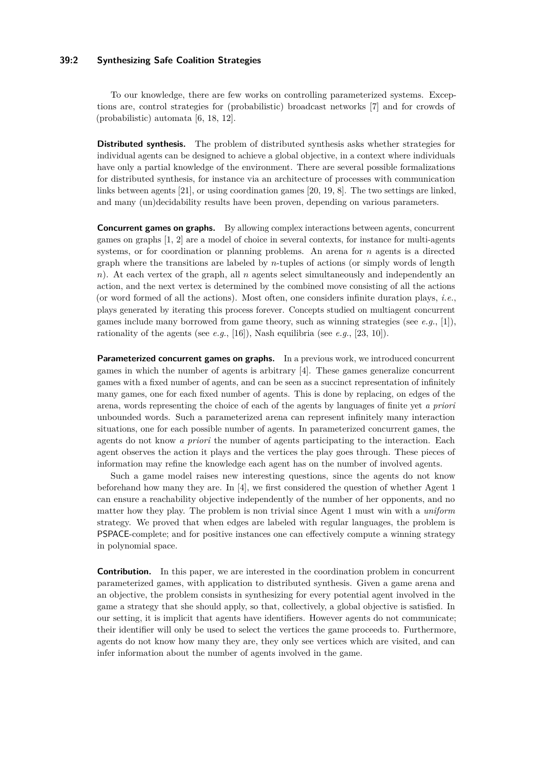To our knowledge, there are few works on controlling parameterized systems. Exceptions are, control strategies for (probabilistic) broadcast networks [7] and for crowds of (probabilistic) automata [6, 18, 12].

**Distributed synthesis.** The problem of distributed synthesis asks whether strategies for individual agents can be designed to achieve a global objective, in a context where individuals have only a partial knowledge of the environment. There are several possible formalizations for distributed synthesis, for instance via an architecture of processes with communication links between agents [21], or using coordination games [20, 19, 8]. The two settings are linked, and many (un)decidability results have been proven, depending on various parameters.

**Concurrent games on graphs.** By allowing complex interactions between agents, concurrent games on graphs [1, 2] are a model of choice in several contexts, for instance for multi-agents systems, or for coordination or planning problems. An arena for $n$ agents is a directed graph where the transitions are labeled by $n$-tuples of actions (or simply words of length $n$). At each vertex of the graph, all $n$ agents select simultaneously and independently an action, and the next vertex is determined by the combined move consisting of all the actions (or word formed of all the actions). Most often, one considers infinite duration plays, *i.e.*, plays generated by iterating this process forever. Concepts studied on multiagent concurrent games include many borrowed from game theory, such as winning strategies (see *e.g.*, [1]), rationality of the agents (see *e.g.*, [16]), Nash equilibria (see *e.g.*, [23, 10]).

**Parameterized concurrent games on graphs.** In a previous work, we introduced concurrent games in which the number of agents is arbitrary [4]. These games generalize concurrent games with a fixed number of agents, and can be seen as a succinct representation of infinitely many games, one for each fixed number of agents. This is done by replacing, on edges of the arena, words representing the choice of each of the agents by languages of finite yet *a priori* unbounded words. Such a parameterized arena can represent infinitely many interaction situations, one for each possible number of agents. In parameterized concurrent games, the agents do not know *a priori* the number of agents participating to the interaction. Each agent observes the action it plays and the vertices the play goes through. These pieces of information may refine the knowledge each agent has on the number of involved agents.

Such a game model raises new interesting questions, since the agents do not know beforehand how many they are. In [4], we first considered the question of whether Agent 1 can ensure a reachability objective independently of the number of her opponents, and no matter how they play. The problem is non trivial since Agent 1 must win with a *uniform* strategy. We proved that when edges are labeled with regular languages, the problem is PSPACE-complete; and for positive instances one can effectively compute a winning strategy in polynomial space.

**Contribution.** In this paper, we are interested in the coordination problem in concurrent parameterized games, with application to distributed synthesis. Given a game arena and an objective, the problem consists in synthesizing for every potential agent involved in the game a strategy that she should apply, so that, collectively, a global objective is satisfied. In our setting, it is implicit that agents have identifiers. However agents do not communicate; their identifier will only be used to select the vertices the game proceeds to. Furthermore, agents do not know how many they are, they only see vertices which are visited, and can infer information about the number of agents involved in the game.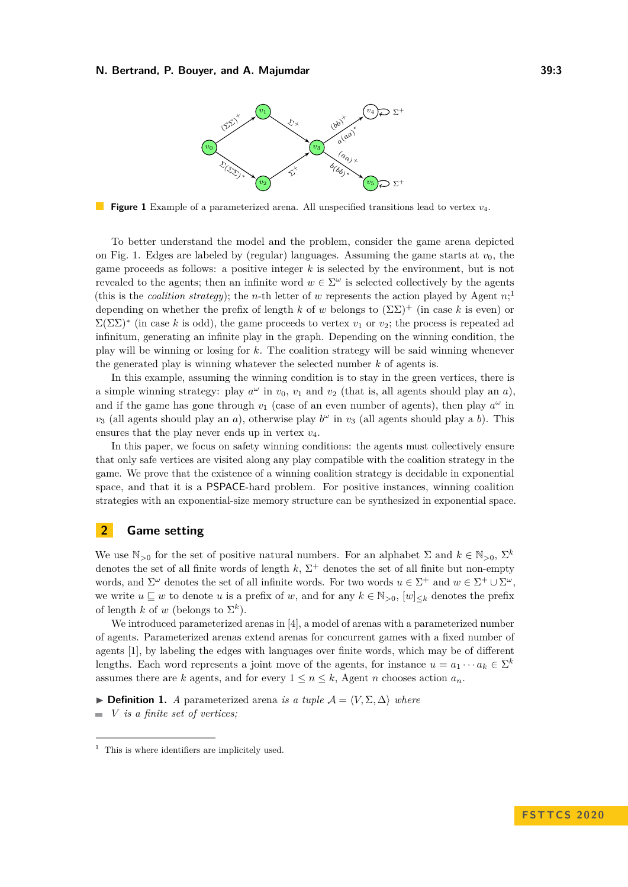**Figure 1** Example of a parameterized arena. All unspecified transitions lead to vertex $v_4$.

To better understand the model and the problem, consider the game arena depicted on Fig. 1. Edges are labeled by (regular) languages. Assuming the game starts at $v_0$, the game proceeds as follows: a positive integer $k$ is selected by the environment, but is not revealed to the agents; then an infinite word $w \in \Sigma^\omega$ is selected collectively by the agents (this is the *coalition strategy*); the $n$-th letter of $w$ represents the action played by Agent $n$;[1] depending on whether the prefix of length $k$ of $w$ belongs to $(\Sigma\Sigma)^+$ (in case $k$ is even) or $\Sigma(\Sigma\Sigma)^*$ (in case $k$ is odd), the game proceeds to vertex $v_1$ or $v_2$; the process is repeated ad infinitum, generating an infinite play in the graph. Depending on the winning condition, the play will be winning or losing for $k$. The coalition strategy will be said winning whenever the generated play is winning whatever the selected number $k$ of agents is.

In this example, assuming the winning condition is to stay in the green vertices, there is a simple winning strategy: play $a^\omega$ in $v_0$, $v_1$ and $v_2$ (that is, all agents should play an $a$), and if the game has gone through $v_1$ (case of an even number of agents), then play $a^\omega$ in $v_3$ (all agents should play an $a$), otherwise play $b^\omega$ in $v_3$ (all agents should play a $b$). This ensures that the play never ends up in vertex $v_4$.

In this paper, we focus on safety winning conditions: the agents must collectively ensure that only safe vertices are visited along any play compatible with the coalition strategy in the game. We prove that the existence of a winning coalition strategy is decidable in exponential space, and that it is a PSPACE-hard problem. For positive instances, winning coalition strategies with an exponential-size memory structure can be synthesized in exponential space.

## 2 Game setting

We use $\mathbb{N}_{>0}$ for the set of positive natural numbers. For an alphabet $\Sigma$ and $k \in \mathbb{N}_{>0}$, $\Sigma^k$ denotes the set of all finite words of length $k$, $\Sigma^+$ denotes the set of all finite but non-empty words, and $\Sigma^\omega$ denotes the set of all infinite words. For two words $u \in \Sigma^+$ and $w \in \Sigma^+ \cup \Sigma^\omega$, we write $u \sqsubseteq w$ to denote $u$ is a prefix of $w$, and for any $k \in \mathbb{N}_{>0}$, $[w]_{\leq k}$ denotes the prefix of length $k$ of $w$ (belongs to $\Sigma^k$).

We introduced parameterized arenas in [4], a model of arenas with a parameterized number of agents. Parameterized arenas extend arenas for concurrent games with a fixed number of agents [1], by labeling the edges with languages over finite words, which may be of different lengths. Each word represents a joint move of the agents, for instance $u = a_1 \cdots a_k \in \Sigma^k$ assumes there are $k$ agents, and for every $1 \leq n \leq k$, Agent $n$ chooses action $a_n$.

▶ **Definition 1.** *A* parameterized arena *is a tuple* $\mathcal{A} = \langle V, \Sigma, \Delta \rangle$ *where*

- *$V$ is a finite set of vertices;*

[1] This is where identifiers are implicitely used.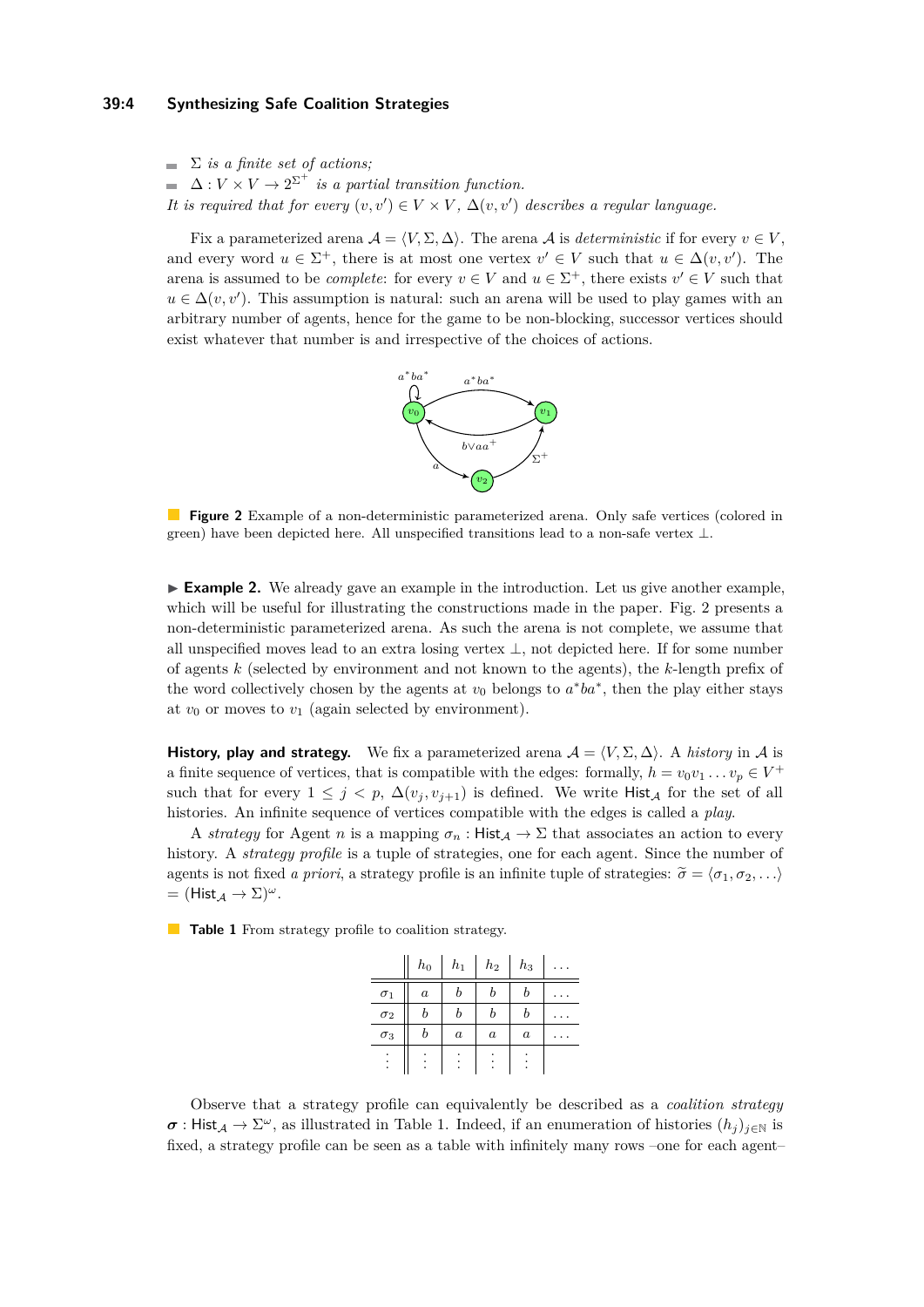- $\Sigma$ *is a finite set of actions;*
- $\Delta : V \times V \to 2^{\Sigma^+}$ *is a partial transition function.*

*It is required that for every* $(v, v') \in V \times V$*,* $\Delta(v, v')$ *describes a regular language.*

Fix a parameterized arena $\mathcal{A} = \langle V, \Sigma, \Delta \rangle$. The arena $\mathcal{A}$ is *deterministic* if for every $v \in V$, and every word $u \in \Sigma^+$, there is at most one vertex $v' \in V$ such that $u \in \Delta(v, v')$. The arena is assumed to be *complete*: for every $v \in V$ and $u \in \Sigma^+$, there exists $v' \in V$ such that $u \in \Delta(v, v')$. This assumption is natural: such an arena will be used to play games with an arbitrary number of agents, hence for the game to be non-blocking, successor vertices should exist whatever that number is and irrespective of the choices of actions.

**Figure 2** Example of a non-deterministic parameterized arena. Only safe vertices (colored in green) have been depicted here. All unspecified transitions lead to a non-safe vertex $\bot$.

▶ **Example 2.** We already gave an example in the introduction. Let us give another example, which will be useful for illustrating the constructions made in the paper. Fig. 2 presents a non-deterministic parameterized arena. As such the arena is not complete, we assume that all unspecified moves lead to an extra losing vertex $\bot$, not depicted here. If for some number of agents $k$ (selected by environment and not known to the agents), the $k$-length prefix of the word collectively chosen by the agents at $v_0$ belongs to $a^*ba^*$, then the play either stays at $v_0$ or moves to $v_1$ (again selected by environment).

**History, play and strategy.** We fix a parameterized arena $\mathcal{A} = \langle V, \Sigma, \Delta \rangle$. A *history* in $\mathcal{A}$ is a finite sequence of vertices, that is compatible with the edges: formally, $h = v_0 v_1 \dots v_p \in V^+$ such that for every $1 \le j < p$, $\Delta(v_j, v_{j+1})$ is defined. We write $\mathsf{Hist}_{\mathcal{A}}$ for the set of all histories. An infinite sequence of vertices compatible with the edges is called a *play*.

A *strategy* for Agent $n$ is a mapping $\sigma_n : \mathsf{Hist}_{\mathcal{A}} \to \Sigma$ that associates an action to every history. A *strategy profile* is a tuple of strategies, one for each agent. Since the number of agents is not fixed *a priori*, a strategy profile is an infinite tuple of strategies: $\widetilde{\sigma} = \langle \sigma_1, \sigma_2, \dots \rangle = (\mathsf{Hist}_{\mathcal{A}} \to \Sigma)^\omega$.

**Table 1** From strategy profile to coalition strategy.

| | $h_0$ | $h_1$ | $h_2$ | $h_3$ | $\dots$ |
|---|---|---|---|---|---|
| $\sigma_1$ | $a$ | $b$ | $b$ | $b$ | $\dots$ |
| $\sigma_2$ | $b$ | $b$ | $b$ | $b$ | $\dots$ |
| $\sigma_3$ | $b$ | $a$ | $a$ | $a$ | $\dots$ |
| $\vdots$ | $\vdots$ | $\vdots$ | $\vdots$ | $\vdots$ | |

Observe that a strategy profile can equivalently be described as a *coalition strategy* $\boldsymbol{\sigma} : \mathsf{Hist}_{\mathcal{A}} \to \Sigma^\omega$, as illustrated in Table 1. Indeed, if an enumeration of histories $(h_j)_{j \in \mathbb{N}}$ is fixed, a strategy profile can be seen as a table with infinitely many rows –one for each agent–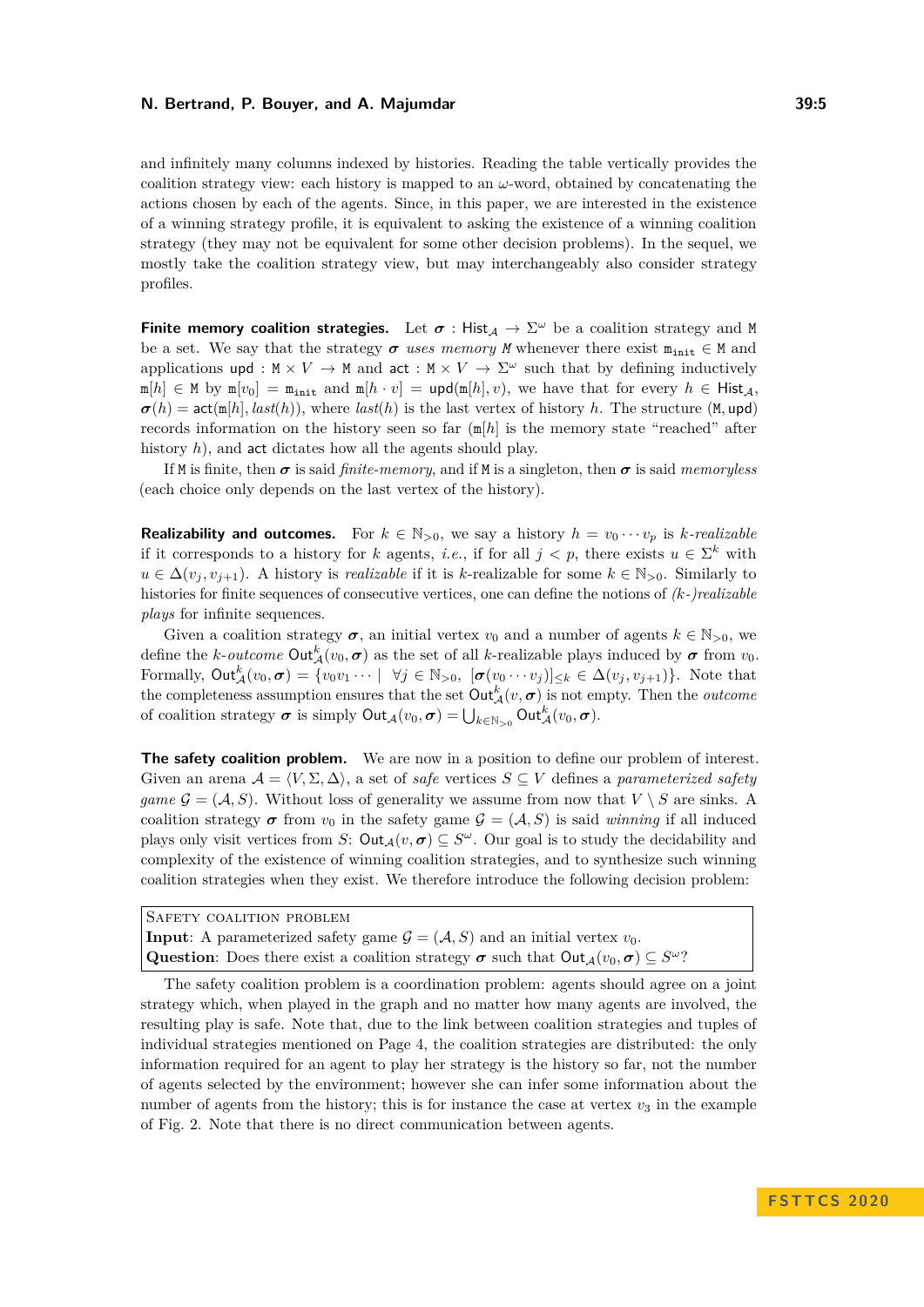and infinitely many columns indexed by histories. Reading the table vertically provides the coalition strategy view: each history is mapped to an $\omega$-word, obtained by concatenating the actions chosen by each of the agents. Since, in this paper, we are interested in the existence of a winning strategy profile, it is equivalent to asking the existence of a winning coalition strategy (they may not be equivalent for some other decision problems). In the sequel, we mostly take the coalition strategy view, but may interchangeably also consider strategy profiles.

**Finite memory coalition strategies.** Let $\boldsymbol{\sigma} : \mathsf{Hist}_{\mathcal{A}} \to \Sigma^\omega$ be a coalition strategy and $\mathtt{M}$ be a set. We say that the strategy $\boldsymbol{\sigma}$ *uses memory* $\mathtt{M}$ whenever there exist $\mathtt{m}_{\mathtt{init}} \in \mathtt{M}$ and applications $\mathsf{upd} : \mathtt{M} \times V \to \mathtt{M}$ and $\mathsf{act} : \mathtt{M} \times V \to \Sigma^\omega$ such that by defining inductively $\mathtt{m}[h] \in \mathtt{M}$ by $\mathtt{m}[v_0] = \mathtt{m}_{\mathtt{init}}$ and $\mathtt{m}[h \cdot v] = \mathsf{upd}(\mathtt{m}[h], v)$, we have that for every $h \in \mathsf{Hist}_{\mathcal{A}}$, $\boldsymbol{\sigma}(h) = \mathsf{act}(\mathtt{m}[h], \mathit{last}(h))$, where $\mathit{last}(h)$ is the last vertex of history $h$. The structure $(\mathtt{M}, \mathsf{upd})$ records information on the history seen so far ($\mathtt{m}[h]$ is the memory state "reached" after history $h$), and $\mathsf{act}$ dictates how all the agents should play.

If $\mathtt{M}$ is finite, then $\boldsymbol{\sigma}$ is said *finite-memory*, and if $\mathtt{M}$ is a singleton, then $\boldsymbol{\sigma}$ is said *memoryless* (each choice only depends on the last vertex of the history).

**Realizability and outcomes.** For $k \in \mathbb{N}_{>0}$, we say a history $h = v_0 \cdots v_p$ is $k$*-realizable* if it corresponds to a history for $k$ agents, *i.e.*, if for all $j < p$, there exists $u \in \Sigma^k$ with $u \in \Delta(v_j, v_{j+1})$. A history is *realizable* if it is $k$-realizable for some $k \in \mathbb{N}_{>0}$. Similarly to histories for finite sequences of consecutive vertices, one can define the notions of *(k-)realizable plays* for infinite sequences.

Given a coalition strategy $\boldsymbol{\sigma}$, an initial vertex $v_0$ and a number of agents $k \in \mathbb{N}_{>0}$, we define the $k$*-outcome* $\mathsf{Out}^k_{\mathcal{A}}(v_0, \boldsymbol{\sigma})$ as the set of all $k$-realizable plays induced by $\boldsymbol{\sigma}$ from $v_0$. Formally, $\mathsf{Out}^k_{\mathcal{A}}(v_0, \boldsymbol{\sigma}) = \{v_0 v_1 \cdots \mid \ \forall j \in \mathbb{N}_{>0},\ [\boldsymbol{\sigma}(v_0 \cdots v_j)]_{\leq k} \in \Delta(v_j, v_{j+1})\}$. Note that the completeness assumption ensures that the set $\mathsf{Out}^k_{\mathcal{A}}(v, \boldsymbol{\sigma})$ is not empty. Then the *outcome* of coalition strategy $\boldsymbol{\sigma}$ is simply $\mathsf{Out}_{\mathcal{A}}(v_0, \boldsymbol{\sigma}) = \bigcup_{k \in \mathbb{N}_{>0}} \mathsf{Out}^k_{\mathcal{A}}(v_0, \boldsymbol{\sigma})$.

**The safety coalition problem.** We are now in a position to define our problem of interest. Given an arena $\mathcal{A} = \langle V, \Sigma, \Delta \rangle$, a set of *safe* vertices $S \subseteq V$ defines a *parameterized safety game* $\mathcal{G} = (\mathcal{A}, S)$. Without loss of generality we assume from now that $V \setminus S$ are sinks. A coalition strategy $\boldsymbol{\sigma}$ from $v_0$ in the safety game $\mathcal{G} = (\mathcal{A}, S)$ is said *winning* if all induced plays only visit vertices from $S$: $\mathsf{Out}_{\mathcal{A}}(v, \boldsymbol{\sigma}) \subseteq S^\omega$. Our goal is to study the decidability and complexity of the existence of winning coalition strategies, and to synthesize such winning coalition strategies when they exist. We therefore introduce the following decision problem:

> SAFETY COALITION PROBLEM
> **Input**: A parameterized safety game $\mathcal{G} = (\mathcal{A}, S)$ and an initial vertex $v_0$.
> **Question**: Does there exist a coalition strategy $\boldsymbol{\sigma}$ such that $\mathsf{Out}_{\mathcal{A}}(v_0, \boldsymbol{\sigma}) \subseteq S^\omega$?

The safety coalition problem is a coordination problem: agents should agree on a joint strategy which, when played in the graph and no matter how many agents are involved, the resulting play is safe. Note that, due to the link between coalition strategies and tuples of individual strategies mentioned on Page 4, the coalition strategies are distributed: the only information required for an agent to play her strategy is the history so far, not the number of agents selected by the environment; however she can infer some information about the number of agents from the history; this is for instance the case at vertex $v_3$ in the example of Fig. 2. Note that there is no direct communication between agents.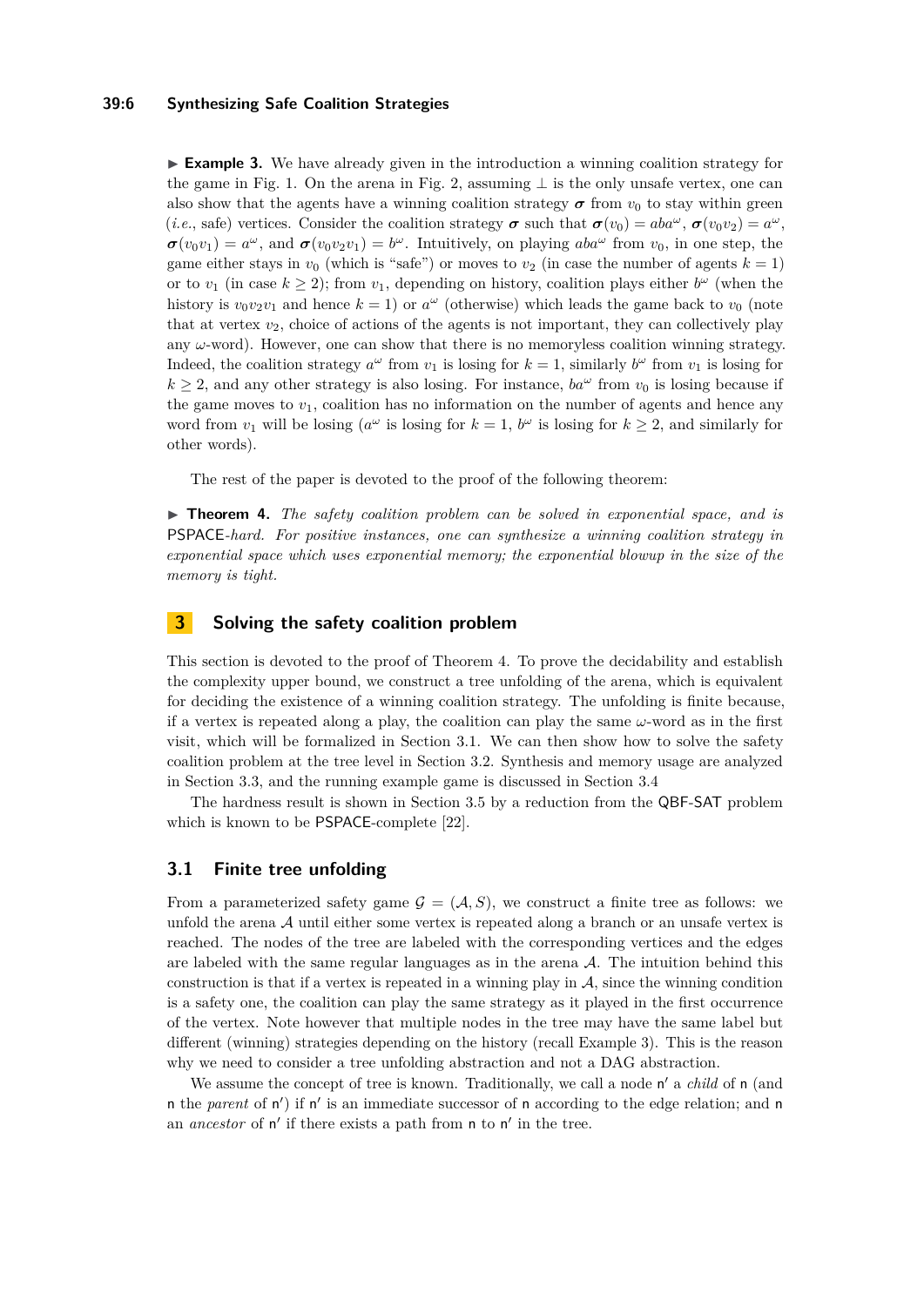▶ **Example 3.** We have already given in the introduction a winning coalition strategy for the game in Fig. 1. On the arena in Fig. 2, assuming $\perp$ is the only unsafe vertex, one can also show that the agents have a winning coalition strategy $\boldsymbol{\sigma}$ from $v_0$ to stay within green (*i.e.*, safe) vertices. Consider the coalition strategy $\boldsymbol{\sigma}$ such that $\boldsymbol{\sigma}(v_0) = aba^\omega$, $\boldsymbol{\sigma}(v_0v_2) = a^\omega$, $\boldsymbol{\sigma}(v_0v_1) = a^\omega$, and $\boldsymbol{\sigma}(v_0v_2v_1) = b^\omega$. Intuitively, on playing $aba^\omega$ from $v_0$, in one step, the game either stays in $v_0$ (which is "safe") or moves to $v_2$ (in case the number of agents $k = 1$) or to $v_1$ (in case $k \geq 2$); from $v_1$, depending on history, coalition plays either $b^\omega$ (when the history is $v_0v_2v_1$ and hence $k = 1$) or $a^\omega$ (otherwise) which leads the game back to $v_0$ (note that at vertex $v_2$, choice of actions of the agents is not important, they can collectively play any $\omega$-word). However, one can show that there is no memoryless coalition winning strategy. Indeed, the coalition strategy $a^\omega$ from $v_1$ is losing for $k = 1$, similarly $b^\omega$ from $v_1$ is losing for $k \geq 2$, and any other strategy is also losing. For instance, $ba^\omega$ from $v_0$ is losing because if the game moves to $v_1$, coalition has no information on the number of agents and hence any word from $v_1$ will be losing ($a^\omega$ is losing for $k = 1$, $b^\omega$ is losing for $k \geq 2$, and similarly for other words).

The rest of the paper is devoted to the proof of the following theorem:

▶ **Theorem 4.** *The safety coalition problem can be solved in exponential space, and is* PSPACE*-hard. For positive instances, one can synthesize a winning coalition strategy in exponential space which uses exponential memory; the exponential blowup in the size of the memory is tight.*

## 3 Solving the safety coalition problem

This section is devoted to the proof of Theorem 4. To prove the decidability and establish the complexity upper bound, we construct a tree unfolding of the arena, which is equivalent for deciding the existence of a winning coalition strategy. The unfolding is finite because, if a vertex is repeated along a play, the coalition can play the same $\omega$-word as in the first visit, which will be formalized in Section 3.1. We can then show how to solve the safety coalition problem at the tree level in Section 3.2. Synthesis and memory usage are analyzed in Section 3.3, and the running example game is discussed in Section 3.4

The hardness result is shown in Section 3.5 by a reduction from the QBF-SAT problem which is known to be PSPACE-complete [22].

### 3.1 Finite tree unfolding

From a parameterized safety game $\mathcal{G} = (\mathcal{A}, S)$, we construct a finite tree as follows: we unfold the arena $\mathcal{A}$ until either some vertex is repeated along a branch or an unsafe vertex is reached. The nodes of the tree are labeled with the corresponding vertices and the edges are labeled with the same regular languages as in the arena $\mathcal{A}$. The intuition behind this construction is that if a vertex is repeated in a winning play in $\mathcal{A}$, since the winning condition is a safety one, the coalition can play the same strategy as it played in the first occurrence of the vertex. Note however that multiple nodes in the tree may have the same label but different (winning) strategies depending on the history (recall Example 3). This is the reason why we need to consider a tree unfolding abstraction and not a DAG abstraction.

We assume the concept of tree is known. Traditionally, we call a node $\mathsf{n}'$ a *child* of $\mathsf{n}$ (and $\mathsf{n}$ the *parent* of $\mathsf{n}'$) if $\mathsf{n}'$ is an immediate successor of $\mathsf{n}$ according to the edge relation; and $\mathsf{n}$ an *ancestor* of $\mathsf{n}'$ if there exists a path from $\mathsf{n}$ to $\mathsf{n}'$ in the tree.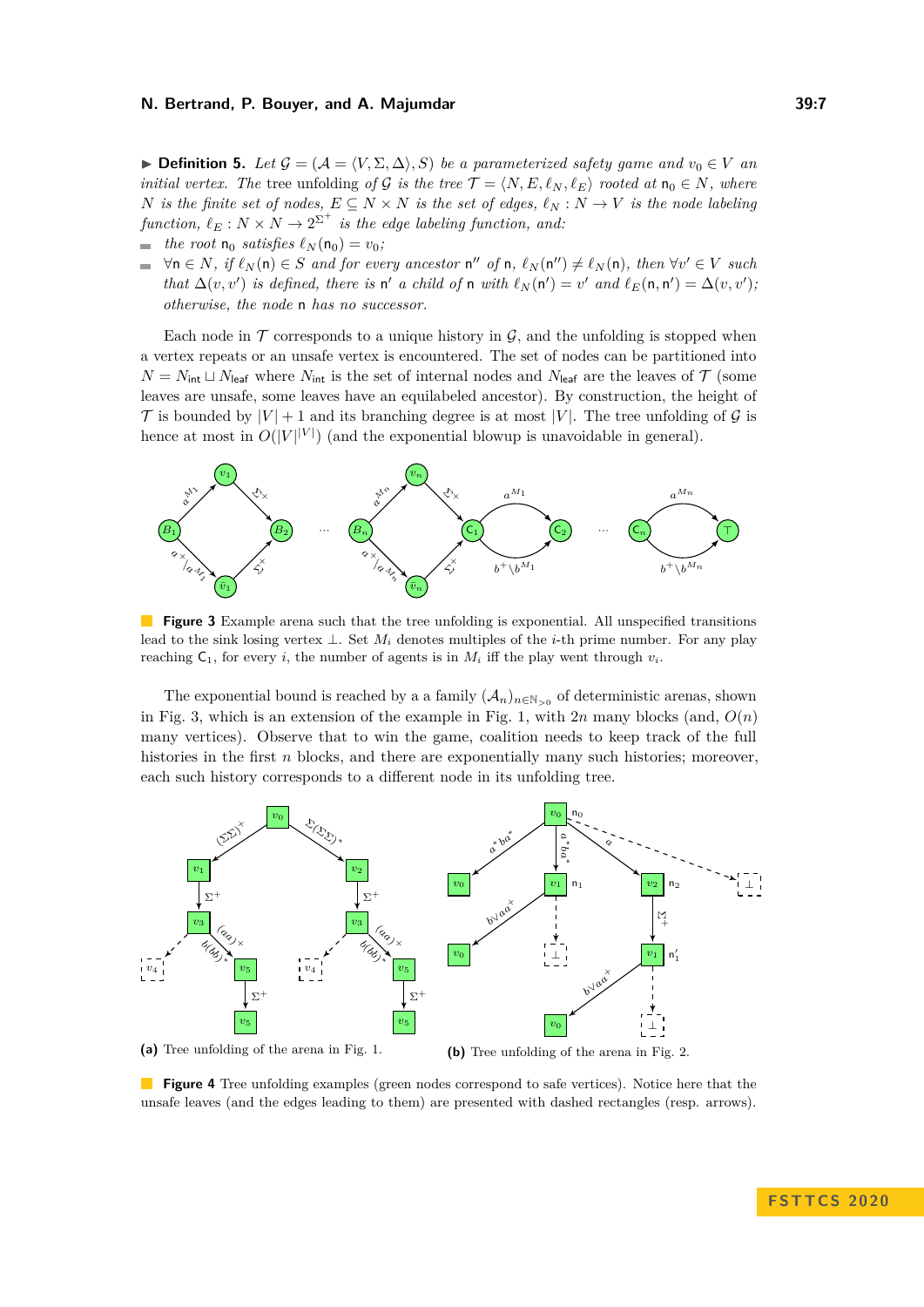▶ **Definition 5.** *Let $\mathcal{G} = (\mathcal{A} = \langle V, \Sigma, \Delta\rangle, S)$ be a parameterized safety game and $v_0 \in V$ an initial vertex. The* tree unfolding *of $\mathcal{G}$ is the tree $\mathcal{T} = \langle N, E, \ell_N, \ell_E\rangle$ rooted at $\mathsf{n}_0 \in N$, where $N$ is the finite set of nodes, $E \subseteq N \times N$ is the set of edges, $\ell_N : N \to V$ is the node labeling function, $\ell_E : N \times N \to 2^{\Sigma^+}$ is the edge labeling function, and:*

- *the root $\mathsf{n}_0$ satisfies $\ell_N(\mathsf{n}_0) = v_0$;*
- *$\forall \mathsf{n} \in N$, if $\ell_N(\mathsf{n}) \in S$ and for every ancestor $\mathsf{n}''$ of $\mathsf{n}$, $\ell_N(\mathsf{n}'') \neq \ell_N(\mathsf{n})$, then $\forall v' \in V$ such that $\Delta(v, v')$ is defined, there is $\mathsf{n}'$ a child of $\mathsf{n}$ with $\ell_N(\mathsf{n}') = v'$ and $\ell_E(\mathsf{n}, \mathsf{n}') = \Delta(v, v')$; otherwise, the node $\mathsf{n}$ has no successor.*

Each node in $\mathcal{T}$ corresponds to a unique history in $\mathcal{G}$, and the unfolding is stopped when a vertex repeats or an unsafe vertex is encountered. The set of nodes can be partitioned into $N = N_{\mathsf{int}} \sqcup N_{\mathsf{leaf}}$ where $N_{\mathsf{int}}$ is the set of internal nodes and $N_{\mathsf{leaf}}$ are the leaves of $\mathcal{T}$ (some leaves are unsafe, some leaves have an equilabeled ancestor). By construction, the height of $\mathcal{T}$ is bounded by $|V| + 1$ and its branching degree is at most $|V|$. The tree unfolding of $\mathcal{G}$ is hence at most in $O(|V|^{|V|})$ (and the exponential blowup is unavoidable in general).

**Figure 3** Example arena such that the tree unfolding is exponential. All unspecified transitions lead to the sink losing vertex $\perp$. Set $M_i$ denotes multiples of the $i$-th prime number. For any play reaching $\mathsf{C}_1$, for every $i$, the number of agents is in $M_i$ iff the play went through $v_i$.

The exponential bound is reached by a a family $(\mathcal{A}_n)_{n\in\mathbb{N}_{>0}}$ of deterministic arenas, shown in Fig. 3, which is an extension of the example in Fig. 1, with $2n$ many blocks (and, $O(n)$ many vertices). Observe that to win the game, coalition needs to keep track of the full histories in the first $n$ blocks, and there are exponentially many such histories; moreover, each such history corresponds to a different node in its unfolding tree.

(a) Tree unfolding of the arena in Fig. 1.

(b) Tree unfolding of the arena in Fig. 2.

**Figure 4** Tree unfolding examples (green nodes correspond to safe vertices). Notice here that the unsafe leaves (and the edges leading to them) are presented with dashed rectangles (resp. arrows).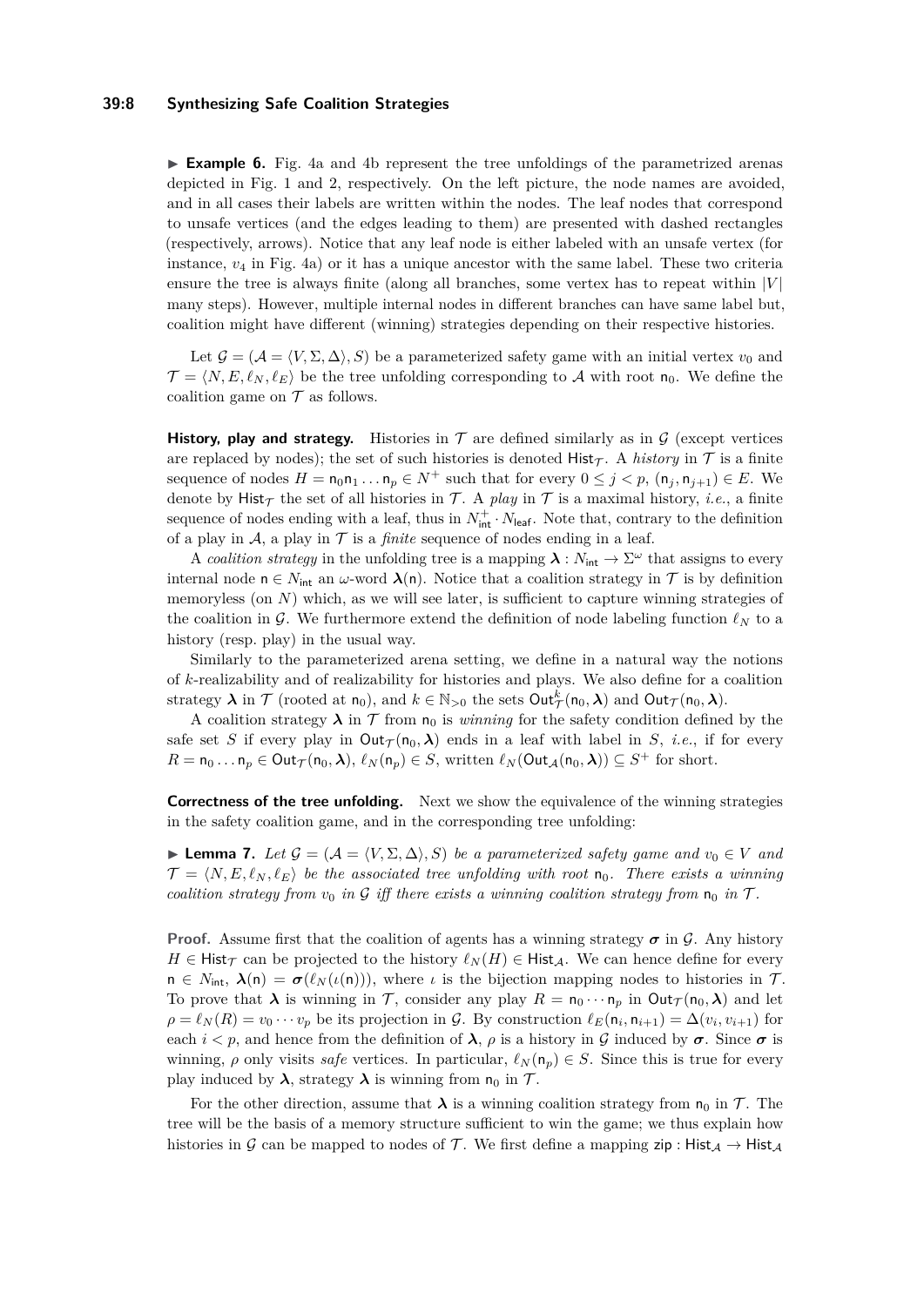▶ **Example 6.** Fig. 4a and 4b represent the tree unfoldings of the parametrized arenas depicted in Fig. 1 and 2, respectively. On the left picture, the node names are avoided, and in all cases their labels are written within the nodes. The leaf nodes that correspond to unsafe vertices (and the edges leading to them) are presented with dashed rectangles (respectively, arrows). Notice that any leaf node is either labeled with an unsafe vertex (for instance, $v_4$ in Fig. 4a) or it has a unique ancestor with the same label. These two criteria ensure the tree is always finite (along all branches, some vertex has to repeat within $|V|$ many steps). However, multiple internal nodes in different branches can have same label but, coalition might have different (winning) strategies depending on their respective histories.

Let $\mathcal{G} = (\mathcal{A} = \langle V, \Sigma, \Delta \rangle, S)$ be a parameterized safety game with an initial vertex $v_0$ and $\mathcal{T} = \langle N, E, \ell_N, \ell_E \rangle$ be the tree unfolding corresponding to $\mathcal{A}$ with root $\mathsf{n}_0$. We define the coalition game on $\mathcal{T}$ as follows.

**History, play and strategy.** Histories in $\mathcal{T}$ are defined similarly as in $\mathcal{G}$ (except vertices are replaced by nodes); the set of such histories is denoted $\mathsf{Hist}_{\mathcal{T}}$. A *history* in $\mathcal{T}$ is a finite sequence of nodes $H = \mathsf{n}_0\mathsf{n}_1 \ldots \mathsf{n}_p \in N^+$ such that for every $0 \leq j < p$, $(\mathsf{n}_j, \mathsf{n}_{j+1}) \in E$. We denote by $\mathsf{Hist}_{\mathcal{T}}$ the set of all histories in $\mathcal{T}$. A *play* in $\mathcal{T}$ is a maximal history, *i.e.*, a finite sequence of nodes ending with a leaf, thus in $N_{\mathsf{int}}^+ \cdot N_{\mathsf{leaf}}$. Note that, contrary to the definition of a play in $\mathcal{A}$, a play in $\mathcal{T}$ is a *finite* sequence of nodes ending in a leaf.

A *coalition strategy* in the unfolding tree is a mapping $\boldsymbol{\lambda} : N_{\mathsf{int}} \to \Sigma^\omega$ that assigns to every internal node $\mathsf{n} \in N_{\mathsf{int}}$ an $\omega$-word $\boldsymbol{\lambda}(\mathsf{n})$. Notice that a coalition strategy in $\mathcal{T}$ is by definition memoryless (on $N$) which, as we will see later, is sufficient to capture winning strategies of the coalition in $\mathcal{G}$. We furthermore extend the definition of node labeling function $\ell_N$ to a history (resp. play) in the usual way.

Similarly to the parameterized arena setting, we define in a natural way the notions of $k$-realizability and of realizability for histories and plays. We also define for a coalition strategy $\boldsymbol{\lambda}$ in $\mathcal{T}$ (rooted at $\mathsf{n}_0$), and $k \in \mathbb{N}_{>0}$ the sets $\mathsf{Out}^k_{\mathcal{T}}(\mathsf{n}_0, \boldsymbol{\lambda})$ and $\mathsf{Out}_{\mathcal{T}}(\mathsf{n}_0, \boldsymbol{\lambda})$.

A coalition strategy $\boldsymbol{\lambda}$ in $\mathcal{T}$ from $\mathsf{n}_0$ is *winning* for the safety condition defined by the safe set $S$ if every play in $\mathsf{Out}_{\mathcal{T}}(\mathsf{n}_0, \boldsymbol{\lambda})$ ends in a leaf with label in $S$, *i.e.*, if for every $R = \mathsf{n}_0 \ldots \mathsf{n}_p \in \mathsf{Out}_{\mathcal{T}}(\mathsf{n}_0, \boldsymbol{\lambda})$, $\ell_N(\mathsf{n}_p) \in S$, written $\ell_N(\mathsf{Out}_{\mathcal{A}}(\mathsf{n}_0, \boldsymbol{\lambda})) \subseteq S^+$ for short.

**Correctness of the tree unfolding.** Next we show the equivalence of the winning strategies in the safety coalition game, and in the corresponding tree unfolding:

▶ **Lemma 7.** *Let $\mathcal{G} = (\mathcal{A} = \langle V, \Sigma, \Delta \rangle, S)$ be a parameterized safety game and $v_0 \in V$ and $\mathcal{T} = \langle N, E, \ell_N, \ell_E \rangle$ be the associated tree unfolding with root $\mathsf{n}_0$. There exists a winning coalition strategy from $v_0$ in $\mathcal{G}$ iff there exists a winning coalition strategy from $\mathsf{n}_0$ in $\mathcal{T}$.*

**Proof.** Assume first that the coalition of agents has a winning strategy $\boldsymbol{\sigma}$ in $\mathcal{G}$. Any history $H \in \mathsf{Hist}_{\mathcal{T}}$ can be projected to the history $\ell_N(H) \in \mathsf{Hist}_{\mathcal{A}}$. We can hence define for every $\mathsf{n} \in N_{\mathsf{int}}$, $\boldsymbol{\lambda}(\mathsf{n}) = \boldsymbol{\sigma}(\ell_N(\iota(\mathsf{n})))$, where $\iota$ is the bijection mapping nodes to histories in $\mathcal{T}$. To prove that $\boldsymbol{\lambda}$ is winning in $\mathcal{T}$, consider any play $R = \mathsf{n}_0 \cdots \mathsf{n}_p$ in $\mathsf{Out}_{\mathcal{T}}(\mathsf{n}_0, \boldsymbol{\lambda})$ and let $\rho = \ell_N(R) = v_0 \cdots v_p$ be its projection in $\mathcal{G}$. By construction $\ell_E(\mathsf{n}_i, \mathsf{n}_{i+1}) = \Delta(v_i, v_{i+1})$ for each $i < p$, and hence from the definition of $\boldsymbol{\lambda}$, $\rho$ is a history in $\mathcal{G}$ induced by $\boldsymbol{\sigma}$. Since $\boldsymbol{\sigma}$ is winning, $\rho$ only visits *safe* vertices. In particular, $\ell_N(\mathsf{n}_p) \in S$. Since this is true for every play induced by $\boldsymbol{\lambda}$, strategy $\boldsymbol{\lambda}$ is winning from $\mathsf{n}_0$ in $\mathcal{T}$.

For the other direction, assume that $\boldsymbol{\lambda}$ is a winning coalition strategy from $\mathsf{n}_0$ in $\mathcal{T}$. The tree will be the basis of a memory structure sufficient to win the game; we thus explain how histories in $\mathcal{G}$ can be mapped to nodes of $\mathcal{T}$. We first define a mapping $\mathsf{zip} : \mathsf{Hist}_{\mathcal{A}} \to \mathsf{Hist}_{\mathcal{A}}$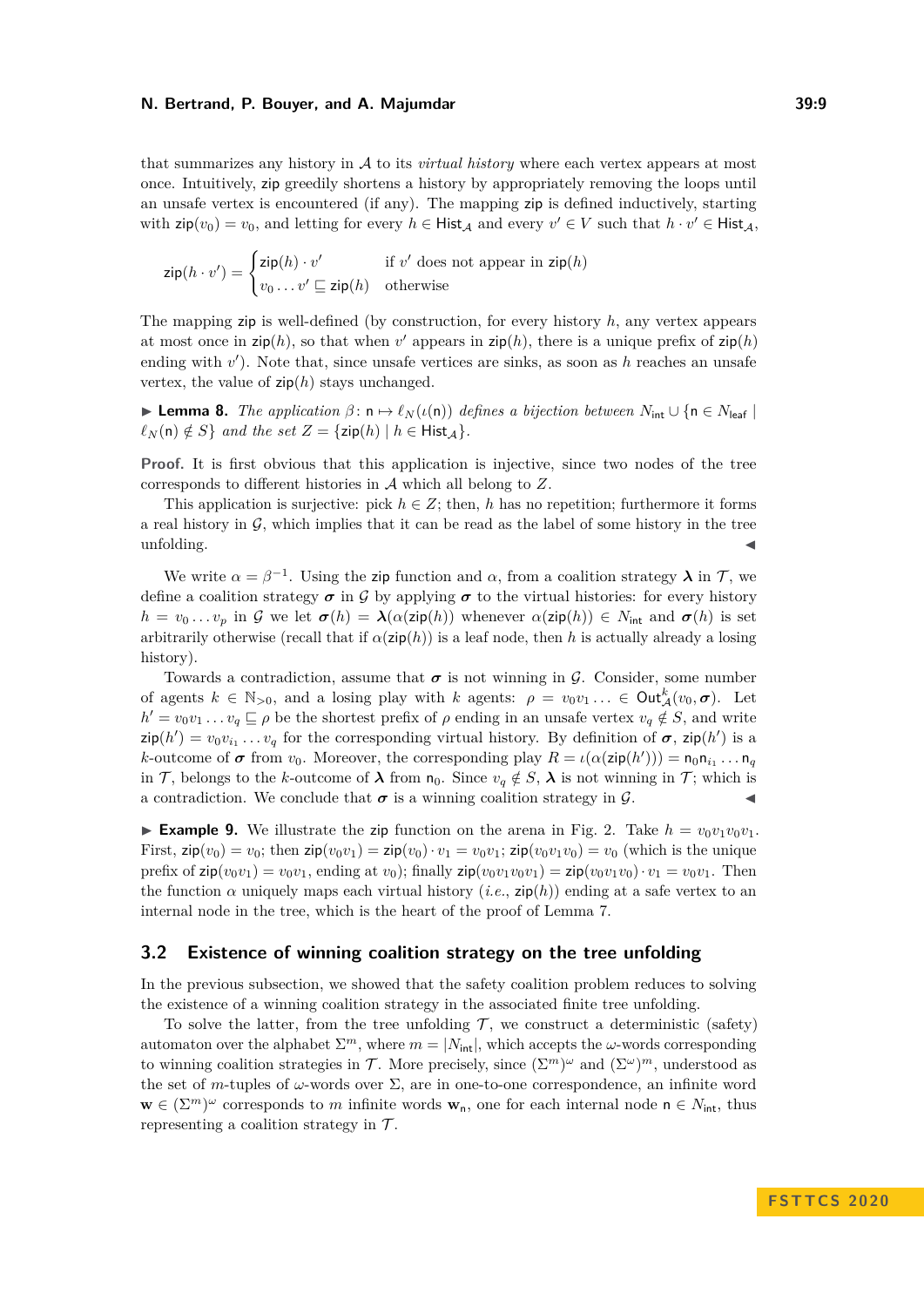that summarizes any history in $\mathcal{A}$ to its *virtual history* where each vertex appears at most once. Intuitively, $\mathsf{zip}$ greedily shortens a history by appropriately removing the loops until an unsafe vertex is encountered (if any). The mapping $\mathsf{zip}$ is defined inductively, starting with $\mathsf{zip}(v_0) = v_0$, and letting for every $h \in \mathsf{Hist}_\mathcal{A}$ and every $v' \in V$ such that $h \cdot v' \in \mathsf{Hist}_\mathcal{A}$,

$$\mathsf{zip}(h \cdot v') = \begin{cases} \mathsf{zip}(h) \cdot v' & \text{if } v' \text{ does not appear in } \mathsf{zip}(h) \\ v_0 \dots v' \sqsubseteq \mathsf{zip}(h) & \text{otherwise} \end{cases}$$

The mapping $\mathsf{zip}$ is well-defined (by construction, for every history $h$, any vertex appears at most once in $\mathsf{zip}(h)$, so that when $v'$ appears in $\mathsf{zip}(h)$, there is a unique prefix of $\mathsf{zip}(h)$ ending with $v'$). Note that, since unsafe vertices are sinks, as soon as $h$ reaches an unsafe vertex, the value of $\mathsf{zip}(h)$ stays unchanged.

▶ **Lemma 8.** *The application $\beta \colon \mathsf{n} \mapsto \ell_N(\iota(\mathsf{n}))$ defines a bijection between $N_{\mathsf{int}} \cup \{\mathsf{n} \in N_{\mathsf{leaf}} \mid \ell_N(\mathsf{n}) \notin S\}$ and the set $Z = \{\mathsf{zip}(h) \mid h \in \mathsf{Hist}_\mathcal{A}\}$.*

**Proof.** It is first obvious that this application is injective, since two nodes of the tree corresponds to different histories in $\mathcal{A}$ which all belong to $Z$.

This application is surjective: pick $h \in Z$; then, $h$ has no repetition; furthermore it forms a real history in $\mathcal{G}$, which implies that it can be read as the label of some history in the tree unfolding. ◀

We write $\alpha = \beta^{-1}$. Using the $\mathsf{zip}$ function and $\alpha$, from a coalition strategy $\boldsymbol{\lambda}$ in $\mathcal{T}$, we define a coalition strategy $\boldsymbol{\sigma}$ in $\mathcal{G}$ by applying $\boldsymbol{\sigma}$ to the virtual histories: for every history $h = v_0 \dots v_p$ in $\mathcal{G}$ we let $\boldsymbol{\sigma}(h) = \boldsymbol{\lambda}(\alpha(\mathsf{zip}(h)))$ whenever $\alpha(\mathsf{zip}(h)) \in N_{\mathsf{int}}$ and $\boldsymbol{\sigma}(h)$ is set arbitrarily otherwise (recall that if $\alpha(\mathsf{zip}(h))$ is a leaf node, then $h$ is actually already a losing history).

Towards a contradiction, assume that $\boldsymbol{\sigma}$ is not winning in $\mathcal{G}$. Consider, some number of agents $k \in \mathbb{N}_{>0}$, and a losing play with $k$ agents: $\rho = v_0 v_1 \ldots \in \mathsf{Out}^k_\mathcal{A}(v_0, \boldsymbol{\sigma})$. Let $h' = v_0 v_1 \dots v_q \sqsubseteq \rho$ be the shortest prefix of $\rho$ ending in an unsafe vertex $v_q \notin S$, and write $\mathsf{zip}(h') = v_0 v_{i_1} \dots v_q$ for the corresponding virtual history. By definition of $\boldsymbol{\sigma}$, $\mathsf{zip}(h')$ is a $k$-outcome of $\boldsymbol{\sigma}$ from $v_0$. Moreover, the corresponding play $R = \iota(\alpha(\mathsf{zip}(h'))) = \mathsf{n}_0 \mathsf{n}_{i_1} \dots \mathsf{n}_q$ in $\mathcal{T}$, belongs to the $k$-outcome of $\boldsymbol{\lambda}$ from $\mathsf{n}_0$. Since $v_q \notin S$, $\boldsymbol{\lambda}$ is not winning in $\mathcal{T}$; which is a contradiction. We conclude that $\boldsymbol{\sigma}$ is a winning coalition strategy in $\mathcal{G}$. ◀

▶ **Example 9.** We illustrate the $\mathsf{zip}$ function on the arena in Fig. 2. Take $h = v_0 v_1 v_0 v_1$. First, $\mathsf{zip}(v_0) = v_0$; then $\mathsf{zip}(v_0 v_1) = \mathsf{zip}(v_0) \cdot v_1 = v_0 v_1$; $\mathsf{zip}(v_0 v_1 v_0) = v_0$ (which is the unique prefix of $\mathsf{zip}(v_0 v_1) = v_0 v_1$, ending at $v_0$); finally $\mathsf{zip}(v_0 v_1 v_0 v_1) = \mathsf{zip}(v_0 v_1 v_0) \cdot v_1 = v_0 v_1$. Then the function $\alpha$ uniquely maps each virtual history (*i.e.*, $\mathsf{zip}(h)$) ending at a safe vertex to an internal node in the tree, which is the heart of the proof of Lemma 7.

## 3.2 Existence of winning coalition strategy on the tree unfolding

In the previous subsection, we showed that the safety coalition problem reduces to solving the existence of a winning coalition strategy in the associated finite tree unfolding.

To solve the latter, from the tree unfolding $\mathcal{T}$, we construct a deterministic (safety) automaton over the alphabet $\Sigma^m$, where $m = |N_{\mathsf{int}}|$, which accepts the $\omega$-words corresponding to winning coalition strategies in $\mathcal{T}$. More precisely, since $(\Sigma^m)^\omega$ and $(\Sigma^\omega)^m$, understood as the set of $m$-tuples of $\omega$-words over $\Sigma$, are in one-to-one correspondence, an infinite word $\mathbf{w} \in (\Sigma^m)^\omega$ corresponds to $m$ infinite words $\mathbf{w}_\mathsf{n}$, one for each internal node $\mathsf{n} \in N_{\mathsf{int}}$, thus representing a coalition strategy in $\mathcal{T}$.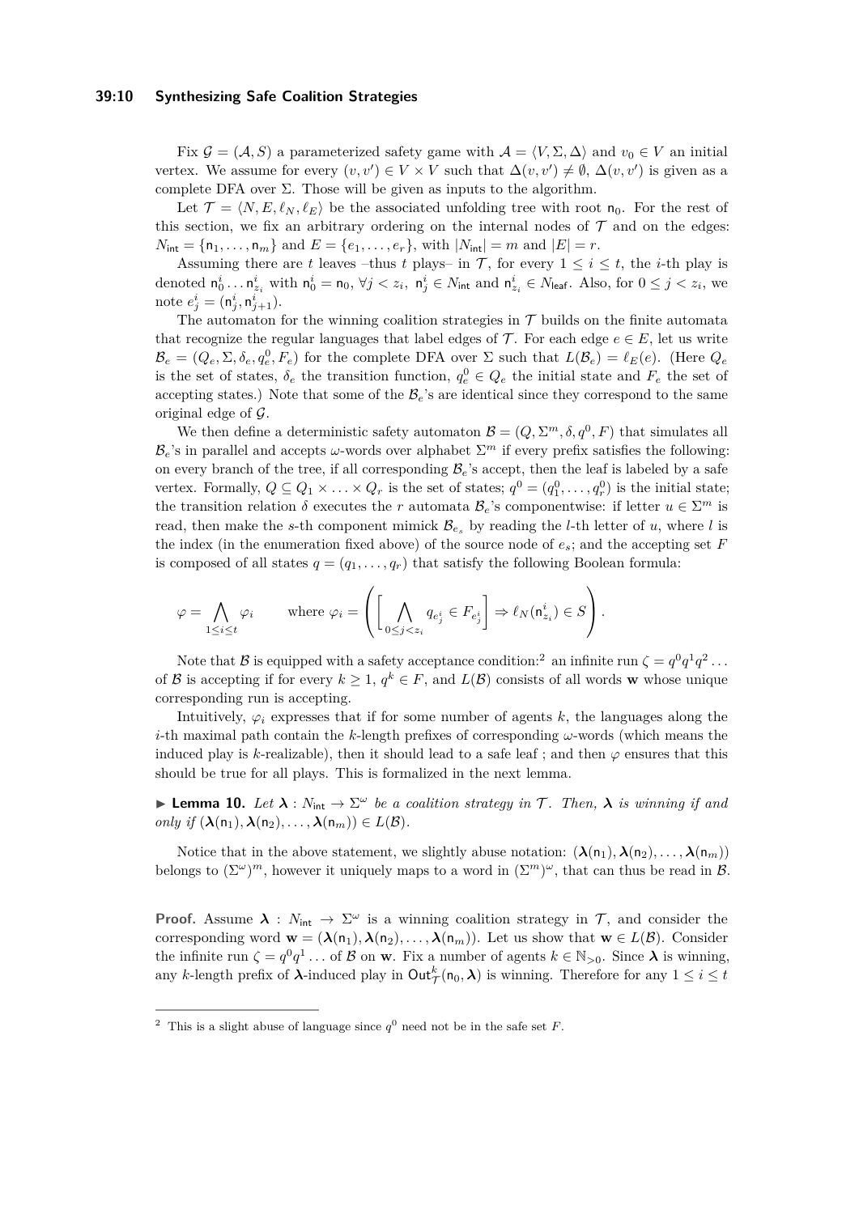Fix $\mathcal{G} = (\mathcal{A}, S)$ a parameterized safety game with $\mathcal{A} = \langle V, \Sigma, \Delta \rangle$ and $v_0 \in V$ an initial vertex. We assume for every $(v, v') \in V \times V$ such that $\Delta(v, v') \neq \emptyset$, $\Delta(v, v')$ is given as a complete DFA over $\Sigma$. Those will be given as inputs to the algorithm.

Let $\mathcal{T} = \langle N, E, \ell_N, \ell_E \rangle$ be the associated unfolding tree with root $\mathsf{n}_0$. For the rest of this section, we fix an arbitrary ordering on the internal nodes of $\mathcal{T}$ and on the edges: $N_{\mathsf{int}} = \{\mathsf{n}_1, \ldots, \mathsf{n}_m\}$ and $E = \{e_1, \ldots, e_r\}$, with $|N_{\mathsf{int}}| = m$ and $|E| = r$.

Assuming there are $t$ leaves –thus $t$ plays– in $\mathcal{T}$, for every $1 \leq i \leq t$, the $i$-th play is denoted $\mathsf{n}_0^i \ldots \mathsf{n}_{z_i}^i$ with $\mathsf{n}_0^i = \mathsf{n}_0$, $\forall j < z_i$, $\mathsf{n}_j^i \in N_{\mathsf{int}}$ and $\mathsf{n}_{z_i}^i \in N_{\mathsf{leaf}}$. Also, for $0 \leq j < z_i$, we note $e_j^i = (\mathsf{n}_j^i, \mathsf{n}_{j+1}^i)$.

The automaton for the winning coalition strategies in $\mathcal{T}$ builds on the finite automata that recognize the regular languages that label edges of $\mathcal{T}$. For each edge $e \in E$, let us write $\mathcal{B}_e = (Q_e, \Sigma, \delta_e, q_e^0, F_e)$ for the complete DFA over $\Sigma$ such that $L(\mathcal{B}_e) = \ell_E(e)$. (Here $Q_e$ is the set of states, $\delta_e$ the transition function, $q_e^0 \in Q_e$ the initial state and $F_e$ the set of accepting states.) Note that some of the $\mathcal{B}_e$'s are identical since they correspond to the same original edge of $\mathcal{G}$.

We then define a deterministic safety automaton $\mathcal{B} = (Q, \Sigma^m, \delta, q^0, F)$ that simulates all $\mathcal{B}_e$'s in parallel and accepts $\omega$-words over alphabet $\Sigma^m$ if every prefix satisfies the following: on every branch of the tree, if all corresponding $\mathcal{B}_e$'s accept, then the leaf is labeled by a safe vertex. Formally, $Q \subseteq Q_1 \times \ldots \times Q_r$ is the set of states; $q^0 = (q_1^0, \ldots, q_r^0)$ is the initial state; the transition relation $\delta$ executes the $r$ automata $\mathcal{B}_e$'s componentwise: if letter $u \in \Sigma^m$ is read, then make the $s$-th component mimick $\mathcal{B}_{e_s}$ by reading the $l$-th letter of $u$, where $l$ is the index (in the enumeration fixed above) of the source node of $e_s$; and the accepting set $F$ is composed of all states $q = (q_1, \ldots, q_r)$ that satisfy the following Boolean formula:

$$\varphi = \bigwedge_{1 \leq i \leq t} \varphi_i \qquad \text{where } \varphi_i = \left( \left[ \bigwedge_{0 \leq j < z_i} q_{e_j^i} \in F_{e_j^i} \right] \Rightarrow \ell_N(\mathsf{n}_{z_i}^i) \in S \right).$$

Note that $\mathcal{B}$ is equipped with a safety acceptance condition:[2] an infinite run $\zeta = q^0 q^1 q^2 \ldots$ of $\mathcal{B}$ is accepting if for every $k \geq 1$, $q^k \in F$, and $L(\mathcal{B})$ consists of all words $\mathbf{w}$ whose unique corresponding run is accepting.

Intuitively, $\varphi_i$ expresses that if for some number of agents $k$, the languages along the $i$-th maximal path contain the $k$-length prefixes of corresponding $\omega$-words (which means the induced play is $k$-realizable), then it should lead to a safe leaf ; and then $\varphi$ ensures that this should be true for all plays. This is formalized in the next lemma.

▶ **Lemma 10.** *Let $\boldsymbol{\lambda} : N_{\mathsf{int}} \to \Sigma^\omega$ be a coalition strategy in $\mathcal{T}$. Then, $\boldsymbol{\lambda}$ is winning if and only if $(\boldsymbol{\lambda}(\mathsf{n}_1), \boldsymbol{\lambda}(\mathsf{n}_2), \ldots, \boldsymbol{\lambda}(\mathsf{n}_m)) \in L(\mathcal{B})$.*

Notice that in the above statement, we slightly abuse notation: $(\boldsymbol{\lambda}(\mathsf{n}_1), \boldsymbol{\lambda}(\mathsf{n}_2), \ldots, \boldsymbol{\lambda}(\mathsf{n}_m))$ belongs to $(\Sigma^\omega)^m$, however it uniquely maps to a word in $(\Sigma^m)^\omega$, that can thus be read in $\mathcal{B}$.

**Proof.** Assume $\boldsymbol{\lambda} : N_{\mathsf{int}} \to \Sigma^\omega$ is a winning coalition strategy in $\mathcal{T}$, and consider the corresponding word $\mathbf{w} = (\boldsymbol{\lambda}(\mathsf{n}_1), \boldsymbol{\lambda}(\mathsf{n}_2), \ldots, \boldsymbol{\lambda}(\mathsf{n}_m))$. Let us show that $\mathbf{w} \in L(\mathcal{B})$. Consider the infinite run $\zeta = q^0 q^1 \ldots$ of $\mathcal{B}$ on $\mathbf{w}$. Fix a number of agents $k \in \mathbb{N}_{>0}$. Since $\boldsymbol{\lambda}$ is winning, any $k$-length prefix of $\boldsymbol{\lambda}$-induced play in $\mathsf{Out}_{\mathcal{T}}^k(\mathsf{n}_0, \boldsymbol{\lambda})$ is winning. Therefore for any $1 \leq i \leq t$

[2] This is a slight abuse of language since $q^0$ need not be in the safe set $F$.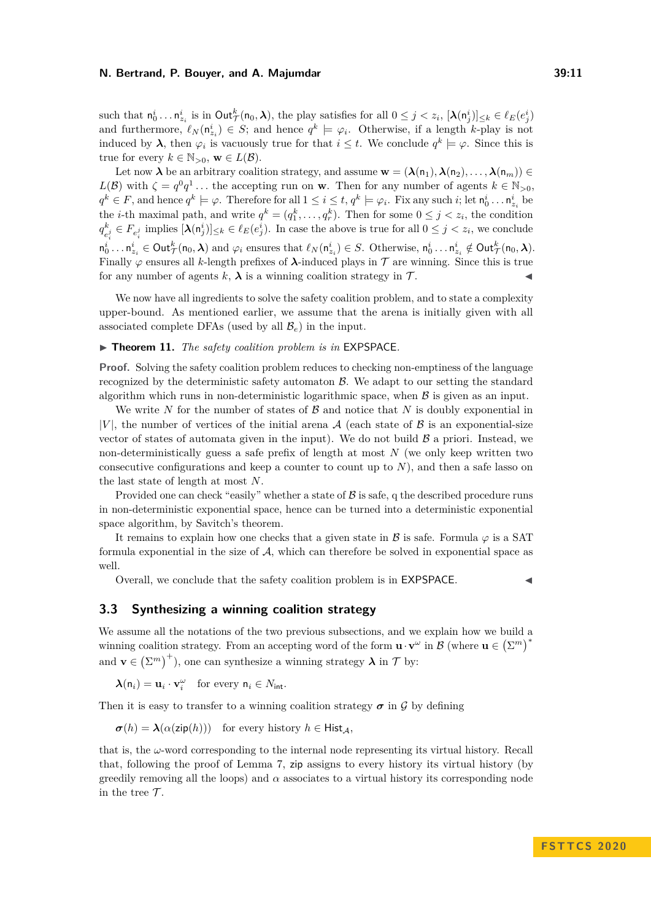such that $\mathsf{n}_0^i \dots \mathsf{n}_{z_i}^i$ is in $\mathsf{Out}^k_{\mathcal{T}}(\mathsf{n}_0, \boldsymbol{\lambda})$, the play satisfies for all $0 \le j < z_i$, $[\boldsymbol{\lambda}(\mathsf{n}_j^i)]_{\le k} \in \ell_E(e_j^i)$ and furthermore, $\ell_N(\mathsf{n}_{z_i}^i) \in S$; and hence $q^k \models \varphi_i$. Otherwise, if a length $k$-play is not induced by $\boldsymbol{\lambda}$, then $\varphi_i$ is vacuously true for that $i \le t$. We conclude $q^k \models \varphi$. Since this is true for every $k \in \mathbb{N}_{>0}$, $\mathbf{w} \in L(\mathcal{B})$.

Let now $\boldsymbol{\lambda}$ be an arbitrary coalition strategy, and assume $\mathbf{w} = (\boldsymbol{\lambda}(\mathsf{n}_1), \boldsymbol{\lambda}(\mathsf{n}_2), \dots, \boldsymbol{\lambda}(\mathsf{n}_m)) \in L(\mathcal{B})$ with $\zeta = q^0 q^1 \dots$ the accepting run on $\mathbf{w}$. Then for any number of agents $k \in \mathbb{N}_{>0}$, $q^k \in F$, and hence $q^k \models \varphi$. Therefore for all $1 \le i \le t$, $q^k \models \varphi_i$. Fix any such $i$; let $\mathsf{n}_0^i \dots \mathsf{n}_{z_i}^i$ be the $i$-th maximal path, and write $q^k = (q_1^k, \dots, q_r^k)$. Then for some $0 \le j < z_i$, the condition $q^k_{e_i^j} \in F_{e_i^j}$ implies $[\boldsymbol{\lambda}(\mathsf{n}_j^i)]_{\le k} \in \ell_E(e_j^i)$. In case the above is true for all $0 \le j < z_i$, we conclude $\mathsf{n}_0^i \dots \mathsf{n}_{z_i}^i \in \mathsf{Out}^k_{\mathcal{T}}(\mathsf{n}_0, \boldsymbol{\lambda})$ and $\varphi_i$ ensures that $\ell_N(\mathsf{n}_{z_i}^i) \in S$. Otherwise, $\mathsf{n}_0^i \dots \mathsf{n}_{z_i}^i \notin \mathsf{Out}^k_{\mathcal{T}}(\mathsf{n}_0, \boldsymbol{\lambda})$. Finally $\varphi$ ensures all $k$-length prefixes of $\boldsymbol{\lambda}$-induced plays in $\mathcal{T}$ are winning. Since this is true for any number of agents $k$, $\boldsymbol{\lambda}$ is a winning coalition strategy in $\mathcal{T}$. ◀

We now have all ingredients to solve the safety coalition problem, and to state a complexity upper-bound. As mentioned earlier, we assume that the arena is initially given with all associated complete DFAs (used by all $\mathcal{B}_e$) in the input.

▶ **Theorem 11.** *The safety coalition problem is in* EXPSPACE.

**Proof.** Solving the safety coalition problem reduces to checking non-emptiness of the language recognized by the deterministic safety automaton $\mathcal{B}$. We adapt to our setting the standard algorithm which runs in non-deterministic logarithmic space, when $\mathcal{B}$ is given as an input.

We write $N$ for the number of states of $\mathcal{B}$ and notice that $N$ is doubly exponential in $|V|$, the number of vertices of the initial arena $\mathcal{A}$ (each state of $\mathcal{B}$ is an exponential-size vector of states of automata given in the input). We do not build $\mathcal{B}$ a priori. Instead, we non-deterministically guess a safe prefix of length at most $N$ (we only keep written two consecutive configurations and keep a counter to count up to $N$), and then a safe lasso on the last state of length at most $N$.

Provided one can check "easily" whether a state of $\mathcal{B}$ is safe, q the described procedure runs in non-deterministic exponential space, hence can be turned into a deterministic exponential space algorithm, by Savitch's theorem.

It remains to explain how one checks that a given state in $\mathcal{B}$ is safe. Formula $\varphi$ is a SAT formula exponential in the size of $\mathcal{A}$, which can therefore be solved in exponential space as well.

Overall, we conclude that the safety coalition problem is in EXPSPACE. ◀

## 3.3 Synthesizing a winning coalition strategy

We assume all the notations of the two previous subsections, and we explain how we build a winning coalition strategy. From an accepting word of the form $\mathbf{u} \cdot \mathbf{v}^\omega$ in $\mathcal{B}$ (where $\mathbf{u} \in \left(\Sigma^m\right)^*$ and $\mathbf{v} \in \left(\Sigma^m\right)^+$), one can synthesize a winning strategy $\boldsymbol{\lambda}$ in $\mathcal{T}$ by:

$$\boldsymbol{\lambda}(\mathsf{n}_i) = \mathbf{u}_i \cdot \mathbf{v}_i^\omega \quad \text{for every } \mathsf{n}_i \in N_{\mathsf{int}}.$$

Then it is easy to transfer to a winning coalition strategy $\boldsymbol{\sigma}$ in $\mathcal{G}$ by defining

$$\boldsymbol{\sigma}(h) = \boldsymbol{\lambda}(\alpha(\mathsf{zip}(h))) \quad \text{for every history } h \in \mathsf{Hist}_{\mathcal{A}},$$

that is, the $\omega$-word corresponding to the internal node representing its virtual history. Recall that, following the proof of Lemma 7, $\mathsf{zip}$ assigns to every history its virtual history (by greedily removing all the loops) and $\alpha$ associates to a virtual history its corresponding node in the tree $\mathcal{T}$.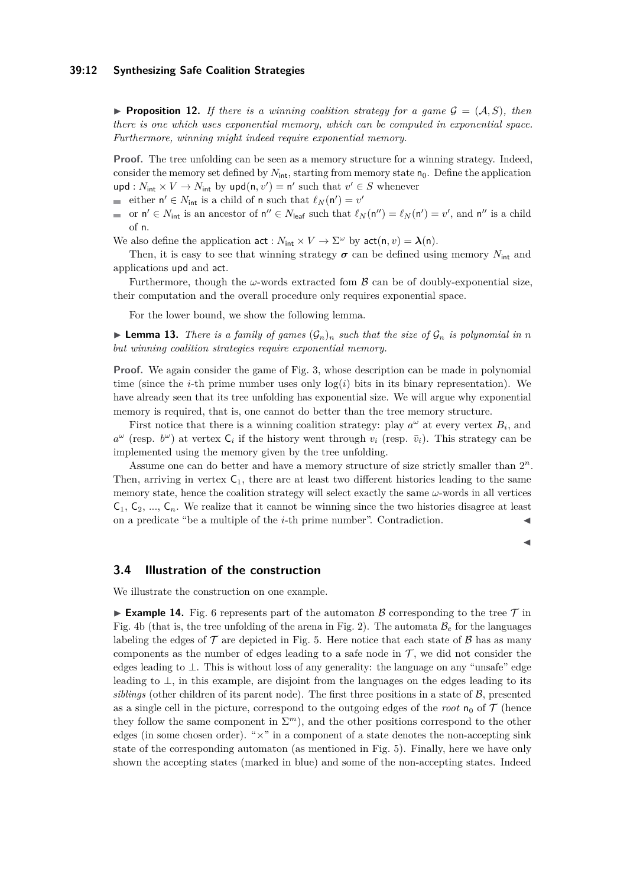▶ **Proposition 12.** *If there is a winning coalition strategy for a game $\mathcal{G} = (\mathcal{A}, S)$, then there is one which uses exponential memory, which can be computed in exponential space. Furthermore, winning might indeed require exponential memory.*

**Proof.** The tree unfolding can be seen as a memory structure for a winning strategy. Indeed, consider the memory set defined by $N_{\mathsf{int}}$, starting from memory state $\mathsf{n}_0$. Define the application $\mathsf{upd} : N_{\mathsf{int}} \times V \to N_{\mathsf{int}}$ by $\mathsf{upd}(\mathsf{n}, v') = \mathsf{n}'$ such that $v' \in S$ whenever

- either $\mathsf{n}' \in N_{\mathsf{int}}$ is a child of $\mathsf{n}$ such that $\ell_N(\mathsf{n}') = v'$
- or $\mathsf{n}' \in N_{\mathsf{int}}$ is an ancestor of $\mathsf{n}'' \in N_{\mathsf{leaf}}$ such that $\ell_N(\mathsf{n}'') = \ell_N(\mathsf{n}') = v'$, and $\mathsf{n}''$ is a child of $\mathsf{n}$.

We also define the application $\mathsf{act} : N_{\mathsf{int}} \times V \to \Sigma^\omega$ by $\mathsf{act}(\mathsf{n}, v) = \boldsymbol{\lambda}(\mathsf{n})$.

Then, it is easy to see that winning strategy $\boldsymbol{\sigma}$ can be defined using memory $N_{\mathsf{int}}$ and applications $\mathsf{upd}$ and $\mathsf{act}$.

Furthermore, though the $\omega$-words extracted fom $\mathcal{B}$ can be of doubly-exponential size, their computation and the overall procedure only requires exponential space.

For the lower bound, we show the following lemma.

▶ **Lemma 13.** *There is a family of games $(\mathcal{G}_n)_n$ such that the size of $\mathcal{G}_n$ is polynomial in $n$ but winning coalition strategies require exponential memory.*

**Proof.** We again consider the game of Fig. 3, whose description can be made in polynomial time (since the $i$-th prime number uses only $\log(i)$ bits in its binary representation). We have already seen that its tree unfolding has exponential size. We will argue why exponential memory is required, that is, one cannot do better than the tree memory structure.

First notice that there is a winning coalition strategy: play $a^\omega$ at every vertex $B_i$, and $a^\omega$ (resp. $b^\omega$) at vertex $\mathsf{C}_i$ if the history went through $v_i$ (resp. $\bar{v}_i$). This strategy can be implemented using the memory given by the tree unfolding.

Assume one can do better and have a memory structure of size strictly smaller than $2^n$. Then, arriving in vertex $\mathsf{C}_1$, there are at least two different histories leading to the same memory state, hence the coalition strategy will select exactly the same $\omega$-words in all vertices $\mathsf{C}_1$, $\mathsf{C}_2$, ..., $\mathsf{C}_n$. We realize that it cannot be winning since the two histories disagree at least on a predicate "be a multiple of the $i$-th prime number". Contradiction. ◀

◀

## 3.4 Illustration of the construction

We illustrate the construction on one example.

▶ **Example 14.** Fig. 6 represents part of the automaton $\mathcal{B}$ corresponding to the tree $\mathcal{T}$ in Fig. 4b (that is, the tree unfolding of the arena in Fig. 2). The automata $\mathcal{B}_e$ for the languages labeling the edges of $\mathcal{T}$ are depicted in Fig. 5. Here notice that each state of $\mathcal{B}$ has as many components as the number of edges leading to a safe node in $\mathcal{T}$, we did not consider the edges leading to $\perp$. This is without loss of any generality: the language on any "unsafe" edge leading to $\perp$, in this example, are disjoint from the languages on the edges leading to its *siblings* (other children of its parent node). The first three positions in a state of $\mathcal{B}$, presented as a single cell in the picture, correspond to the outgoing edges of the *root* $\mathsf{n}_0$ of $\mathcal{T}$ (hence they follow the same component in $\Sigma^m$), and the other positions correspond to the other edges (in some chosen order). "$\times$" in a component of a state denotes the non-accepting sink state of the corresponding automaton (as mentioned in Fig. 5). Finally, here we have only shown the accepting states (marked in blue) and some of the non-accepting states. Indeed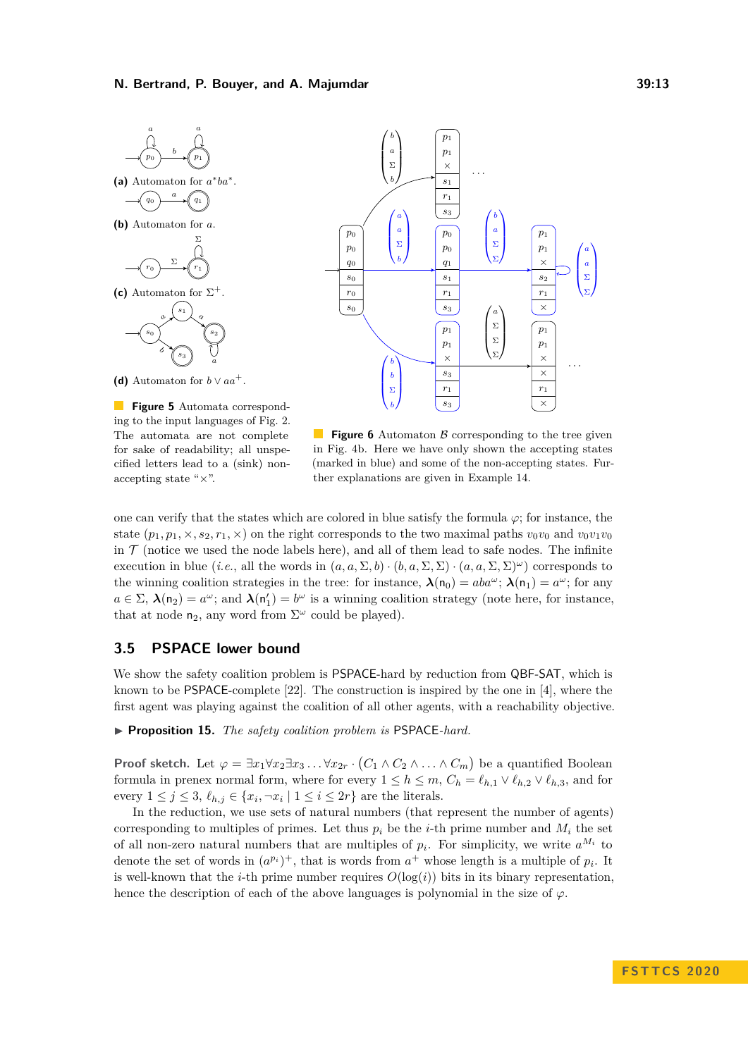**(a)** Automaton for $a^*ba^*$.

**(b)** Automaton for $a$.

**(c)** Automaton for $\Sigma^+$.

**(d)** Automaton for $b \vee aa^+$.

**Figure 5** Automata corresponding to the input languages of Fig. 2. The automata are not complete for sake of readability; all unspecified letters lead to a (sink) non-accepting state "×".

**Figure 6** Automaton $\mathcal{B}$ corresponding to the tree given in Fig. 4b. Here we have only shown the accepting states (marked in blue) and some of the non-accepting states. Further explanations are given in Example 14.

one can verify that the states which are colored in blue satisfy the formula $\varphi$; for instance, the state $(p_1, p_1, \times, s_2, r_1, \times)$ on the right corresponds to the two maximal paths $v_0v_0$ and $v_0v_1v_0$ in $\mathcal{T}$ (notice we used the node labels here), and all of them lead to safe nodes. The infinite execution in blue (*i.e.*, all the words in $(a, a, \Sigma, b) \cdot (b, a, \Sigma, \Sigma) \cdot (a, a, \Sigma, \Sigma)^\omega$) corresponds to the winning coalition strategies in the tree: for instance, $\boldsymbol{\lambda}(\mathsf{n}_0) = aba^\omega$; $\boldsymbol{\lambda}(\mathsf{n}_1) = a^\omega$; for any $a \in \Sigma$, $\boldsymbol{\lambda}(\mathsf{n}_2) = a^\omega$; and $\boldsymbol{\lambda}(\mathsf{n}'_1) = b^\omega$ is a winning coalition strategy (note here, for instance, that at node $\mathsf{n}_2$, any word from $\Sigma^\omega$ could be played).

## 3.5 PSPACE lower bound

We show the safety coalition problem is PSPACE-hard by reduction from QBF-SAT, which is known to be PSPACE-complete [22]. The construction is inspired by the one in [4], where the first agent was playing against the coalition of all other agents, with a reachability objective.

▶ **Proposition 15.** *The safety coalition problem is* PSPACE*-hard.*

**Proof sketch.** Let $\varphi = \exists x_1 \forall x_2 \exists x_3 \ldots \forall x_{2r} \cdot (C_1 \wedge C_2 \wedge \ldots \wedge C_m)$ be a quantified Boolean formula in prenex normal form, where for every $1 \leq h \leq m$, $C_h = \ell_{h,1} \vee \ell_{h,2} \vee \ell_{h,3}$, and for every $1 \leq j \leq 3$, $\ell_{h,j} \in \{x_i, \neg x_i \mid 1 \leq i \leq 2r\}$ are the literals.

In the reduction, we use sets of natural numbers (that represent the number of agents) corresponding to multiples of primes. Let thus $p_i$ be the $i$-th prime number and $M_i$ the set of all non-zero natural numbers that are multiples of $p_i$. For simplicity, we write $a^{M_i}$ to denote the set of words in $(a^{p_i})^+$, that is words from $a^+$ whose length is a multiple of $p_i$. It is well-known that the $i$-th prime number requires $O(\log(i))$ bits in its binary representation, hence the description of each of the above languages is polynomial in the size of $\varphi$.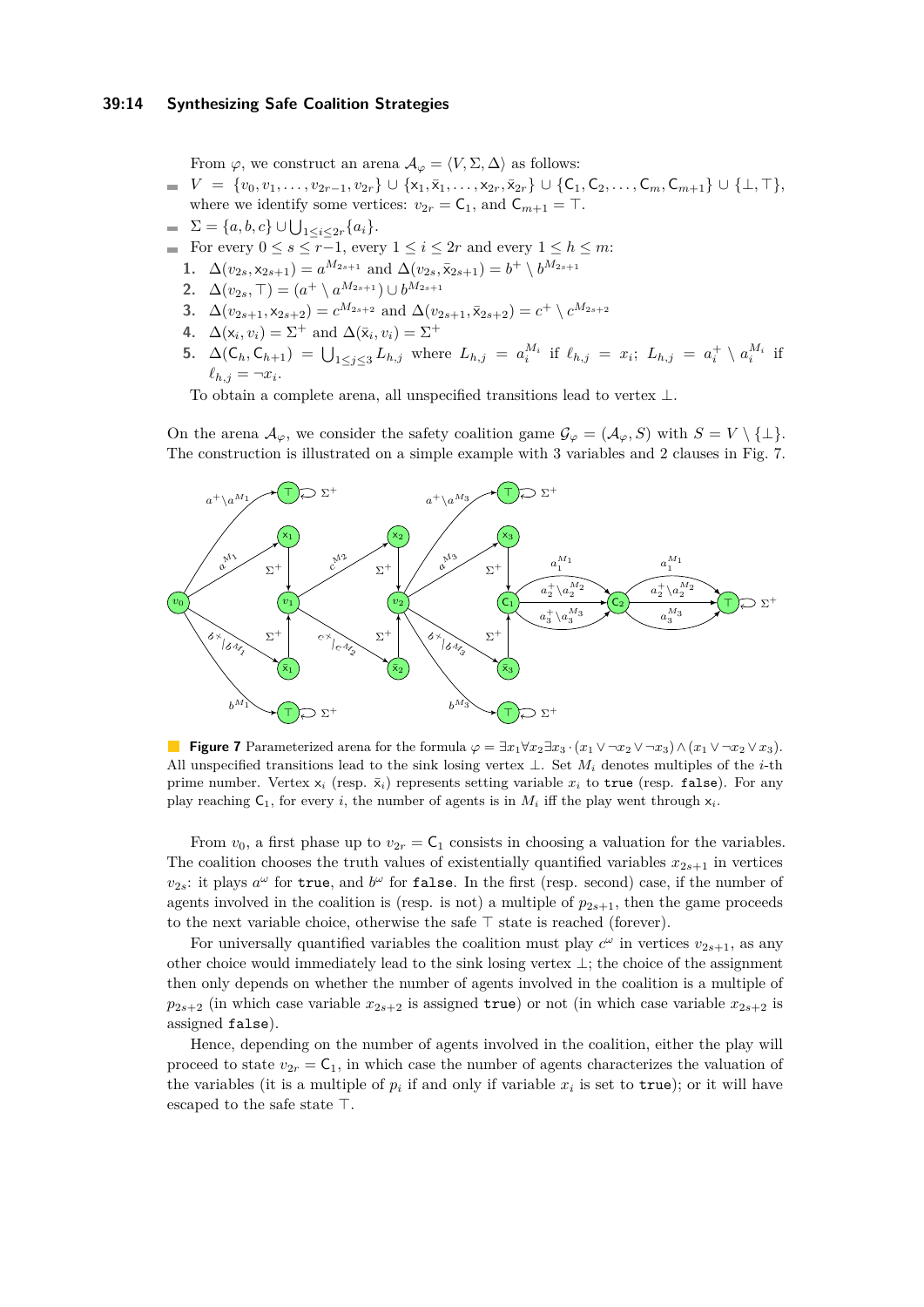From $\varphi$, we construct an arena $\mathcal{A}_\varphi = \langle V, \Sigma, \Delta \rangle$ as follows:

- $V = \{v_0, v_1, \ldots, v_{2r-1}, v_{2r}\} \cup \{\mathsf{x}_1, \bar{\mathsf{x}}_1, \ldots, \mathsf{x}_{2r}, \bar{\mathsf{x}}_{2r}\} \cup \{\mathsf{C}_1, \mathsf{C}_2, \ldots, \mathsf{C}_m, \mathsf{C}_{m+1}\} \cup \{\bot, \top\}$, where we identify some vertices: $v_{2r} = \mathsf{C}_1$, and $\mathsf{C}_{m+1} = \top$.
- $\Sigma = \{a, b, c\} \cup \bigcup_{1 \le i \le 2r} \{a_i\}$.
- For every $0 \le s \le r-1$, every $1 \le i \le 2r$ and every $1 \le h \le m$:
  1. $\Delta(v_{2s}, \mathsf{x}_{2s+1}) = a^{M_{2s+1}}$ and $\Delta(v_{2s}, \bar{\mathsf{x}}_{2s+1}) = b^+ \setminus b^{M_{2s+1}}$
  2. $\Delta(v_{2s}, \top) = (a^+ \setminus a^{M_{2s+1}}) \cup b^{M_{2s+1}}$
  3. $\Delta(v_{2s+1}, \mathsf{x}_{2s+2}) = c^{M_{2s+2}}$ and $\Delta(v_{2s+1}, \bar{\mathsf{x}}_{2s+2}) = c^+ \setminus c^{M_{2s+2}}$
  4. $\Delta(\mathsf{x}_i, v_i) = \Sigma^+$ and $\Delta(\bar{\mathsf{x}}_i, v_i) = \Sigma^+$
  5. $\Delta(\mathsf{C}_h, \mathsf{C}_{h+1}) = \bigcup_{1 \le j \le 3} L_{h,j}$ where $L_{h,j} = a_i^{M_i}$ if $\ell_{h,j} = x_i$; $L_{h,j} = a_i^+ \setminus a_i^{M_i}$ if $\ell_{h,j} = \neg x_i$.

  To obtain a complete arena, all unspecified transitions lead to vertex $\bot$.

On the arena $\mathcal{A}_\varphi$, we consider the safety coalition game $\mathcal{G}_\varphi = (\mathcal{A}_\varphi, S)$ with $S = V \setminus \{\bot\}$. The construction is illustrated on a simple example with 3 variables and 2 clauses in Fig. 7.

**Figure 7** Parameterized arena for the formula $\varphi = \exists x_1 \forall x_2 \exists x_3 \cdot (x_1 \vee \neg x_2 \vee \neg x_3) \wedge (x_1 \vee \neg x_2 \vee x_3)$. All unspecified transitions lead to the sink losing vertex $\bot$. Set $M_i$ denotes multiples of the $i$-th prime number. Vertex $\mathsf{x}_i$ (resp. $\bar{\mathsf{x}}_i$) represents setting variable $x_i$ to true (resp. false). For any play reaching $\mathsf{C}_1$, for every $i$, the number of agents is in $M_i$ iff the play went through $\mathsf{x}_i$.

From $v_0$, a first phase up to $v_{2r} = \mathsf{C}_1$ consists in choosing a valuation for the variables. The coalition chooses the truth values of existentially quantified variables $x_{2s+1}$ in vertices $v_{2s}$: it plays $a^\omega$ for true, and $b^\omega$ for false. In the first (resp. second) case, if the number of agents involved in the coalition is (resp. is not) a multiple of $p_{2s+1}$, then the game proceeds to the next variable choice, otherwise the safe $\top$ state is reached (forever).

For universally quantified variables the coalition must play $c^\omega$ in vertices $v_{2s+1}$, as any other choice would immediately lead to the sink losing vertex $\bot$; the choice of the assignment then only depends on whether the number of agents involved in the coalition is a multiple of $p_{2s+2}$ (in which case variable $x_{2s+2}$ is assigned true) or not (in which case variable $x_{2s+2}$ is assigned false).

Hence, depending on the number of agents involved in the coalition, either the play will proceed to state $v_{2r} = \mathsf{C}_1$, in which case the number of agents characterizes the valuation of the variables (it is a multiple of $p_i$ if and only if variable $x_i$ is set to true); or it will have escaped to the safe state $\top$.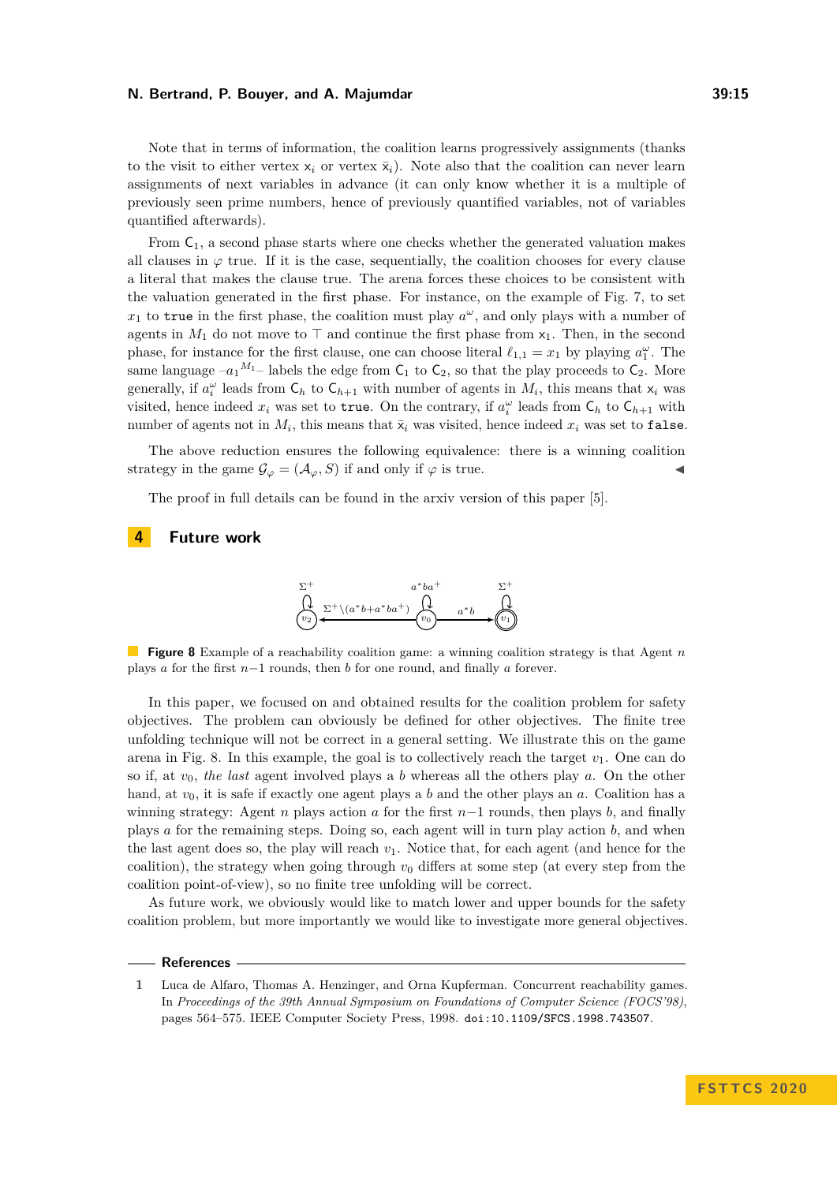Note that in terms of information, the coalition learns progressively assignments (thanks to the visit to either vertex $\mathsf{x}_i$ or vertex $\bar{\mathsf{x}}_i$). Note also that the coalition can never learn assignments of next variables in advance (it can only know whether it is a multiple of previously seen prime numbers, hence of previously quantified variables, not of variables quantified afterwards).

From $\mathsf{C}_1$, a second phase starts where one checks whether the generated valuation makes all clauses in $\varphi$ true. If it is the case, sequentially, the coalition chooses for every clause a literal that makes the clause true. The arena forces these choices to be consistent with the valuation generated in the first phase. For instance, on the example of Fig. 7, to set $x_1$ to `true` in the first phase, the coalition must play $a^\omega$, and only plays with a number of agents in $M_1$ do not move to $\top$ and continue the first phase from $\mathsf{x}_1$. Then, in the second phase, for instance for the first clause, one can choose literal $\ell_{1,1} = x_1$ by playing $a_1^\omega$. The same language $-a_1{}^{M_1}-$ labels the edge from $\mathsf{C}_1$ to $\mathsf{C}_2$, so that the play proceeds to $\mathsf{C}_2$. More generally, if $a_i^\omega$ leads from $\mathsf{C}_h$ to $\mathsf{C}_{h+1}$ with number of agents in $M_i$, this means that $\mathsf{x}_i$ was visited, hence indeed $x_i$ was set to `true`. On the contrary, if $a_i^\omega$ leads from $\mathsf{C}_h$ to $\mathsf{C}_{h+1}$ with number of agents not in $M_i$, this means that $\bar{\mathsf{x}}_i$ was visited, hence indeed $x_i$ was set to `false`.

The above reduction ensures the following equivalence: there is a winning coalition strategy in the game $\mathcal{G}_\varphi = (\mathcal{A}_\varphi, S)$ if and only if $\varphi$ is true. ◀

The proof in full details can be found in the arxiv version of this paper [5].

## 4 Future work

**Figure 8** Example of a reachability coalition game: a winning coalition strategy is that Agent $n$ plays $a$ for the first $n-1$ rounds, then $b$ for one round, and finally $a$ forever.

In this paper, we focused on and obtained results for the coalition problem for safety objectives. The problem can obviously be defined for other objectives. The finite tree unfolding technique will not be correct in a general setting. We illustrate this on the game arena in Fig. 8. In this example, the goal is to collectively reach the target $v_1$. One can do so if, at $v_0$, *the last* agent involved plays a $b$ whereas all the others play $a$. On the other hand, at $v_0$, it is safe if exactly one agent plays a $b$ and the other plays an $a$. Coalition has a winning strategy: Agent $n$ plays action $a$ for the first $n-1$ rounds, then plays $b$, and finally plays $a$ for the remaining steps. Doing so, each agent will in turn play action $b$, and when the last agent does so, the play will reach $v_1$. Notice that, for each agent (and hence for the coalition), the strategy when going through $v_0$ differs at some step (at every step from the coalition point-of-view), so no finite tree unfolding will be correct.

As future work, we obviously would like to match lower and upper bounds for the safety coalition problem, but more importantly we would like to investigate more general objectives.

## References

1. Luca de Alfaro, Thomas A. Henzinger, and Orna Kupferman. Concurrent reachability games. In *Proceedings of the 39th Annual Symposium on Foundations of Computer Science (FOCS'98)*, pages 564–575. IEEE Computer Society Press, 1998. doi:10.1109/SFCS.1998.743507.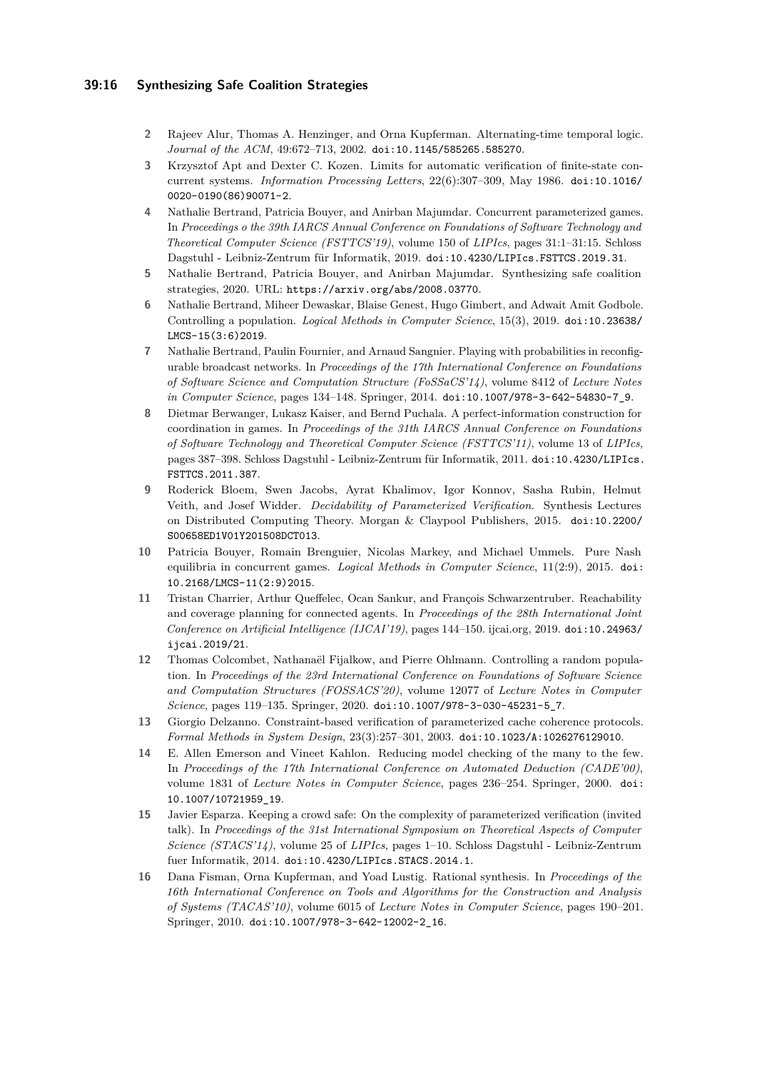2 Rajeev Alur, Thomas A. Henzinger, and Orna Kupferman. Alternating-time temporal logic. *Journal of the ACM*, 49:672–713, 2002. doi:10.1145/585265.585270.

3 Krzysztof Apt and Dexter C. Kozen. Limits for automatic verification of finite-state concurrent systems. *Information Processing Letters*, 22(6):307–309, May 1986. doi:10.1016/0020-0190(86)90071-2.

4 Nathalie Bertrand, Patricia Bouyer, and Anirban Majumdar. Concurrent parameterized games. In *Proceedings o the 39th IARCS Annual Conference on Foundations of Software Technology and Theoretical Computer Science (FSTTCS'19)*, volume 150 of *LIPIcs*, pages 31:1–31:15. Schloss Dagstuhl - Leibniz-Zentrum für Informatik, 2019. doi:10.4230/LIPIcs.FSTTCS.2019.31.

5 Nathalie Bertrand, Patricia Bouyer, and Anirban Majumdar. Synthesizing safe coalition strategies, 2020. URL: https://arxiv.org/abs/2008.03770.

6 Nathalie Bertrand, Miheer Dewaskar, Blaise Genest, Hugo Gimbert, and Adwait Amit Godbole. Controlling a population. *Logical Methods in Computer Science*, 15(3), 2019. doi:10.23638/LMCS-15(3:6)2019.

7 Nathalie Bertrand, Paulin Fournier, and Arnaud Sangnier. Playing with probabilities in reconfigurable broadcast networks. In *Proceedings of the 17th International Conference on Foundations of Software Science and Computation Structure (FoSSaCS'14)*, volume 8412 of *Lecture Notes in Computer Science*, pages 134–148. Springer, 2014. doi:10.1007/978-3-642-54830-7_9.

8 Dietmar Berwanger, Lukasz Kaiser, and Bernd Puchala. A perfect-information construction for coordination in games. In *Proceedings of the 31th IARCS Annual Conference on Foundations of Software Technology and Theoretical Computer Science (FSTTCS'11)*, volume 13 of *LIPIcs*, pages 387–398. Schloss Dagstuhl - Leibniz-Zentrum für Informatik, 2011. doi:10.4230/LIPIcs.FSTTCS.2011.387.

9 Roderick Bloem, Swen Jacobs, Ayrat Khalimov, Igor Konnov, Sasha Rubin, Helmut Veith, and Josef Widder. *Decidability of Parameterized Verification*. Synthesis Lectures on Distributed Computing Theory. Morgan & Claypool Publishers, 2015. doi:10.2200/S00658ED1V01Y201508DCT013.

10 Patricia Bouyer, Romain Brenguier, Nicolas Markey, and Michael Ummels. Pure Nash equilibria in concurrent games. *Logical Methods in Computer Science*, 11(2:9), 2015. doi:10.2168/LMCS-11(2:9)2015.

11 Tristan Charrier, Arthur Queffelec, Ocan Sankur, and François Schwarzentruber. Reachability and coverage planning for connected agents. In *Proceedings of the 28th International Joint Conference on Artificial Intelligence (IJCAI'19)*, pages 144–150. ijcai.org, 2019. doi:10.24963/ijcai.2019/21.

12 Thomas Colcombet, Nathanaël Fijalkow, and Pierre Ohlmann. Controlling a random population. In *Proceedings of the 23rd International Conference on Foundations of Software Science and Computation Structures (FOSSACS'20)*, volume 12077 of *Lecture Notes in Computer Science*, pages 119–135. Springer, 2020. doi:10.1007/978-3-030-45231-5_7.

13 Giorgio Delzanno. Constraint-based verification of parameterized cache coherence protocols. *Formal Methods in System Design*, 23(3):257–301, 2003. doi:10.1023/A:1026276129010.

14 E. Allen Emerson and Vineet Kahlon. Reducing model checking of the many to the few. In *Proceedings of the 17th International Conference on Automated Deduction (CADE'00)*, volume 1831 of *Lecture Notes in Computer Science*, pages 236–254. Springer, 2000. doi:10.1007/10721959_19.

15 Javier Esparza. Keeping a crowd safe: On the complexity of parameterized verification (invited talk). In *Proceedings of the 31st International Symposium on Theoretical Aspects of Computer Science (STACS'14)*, volume 25 of *LIPIcs*, pages 1–10. Schloss Dagstuhl - Leibniz-Zentrum fuer Informatik, 2014. doi:10.4230/LIPIcs.STACS.2014.1.

16 Dana Fisman, Orna Kupferman, and Yoad Lustig. Rational synthesis. In *Proceedings of the 16th International Conference on Tools and Algorithms for the Construction and Analysis of Systems (TACAS'10)*, volume 6015 of *Lecture Notes in Computer Science*, pages 190–201. Springer, 2010. doi:10.1007/978-3-642-12002-2_16.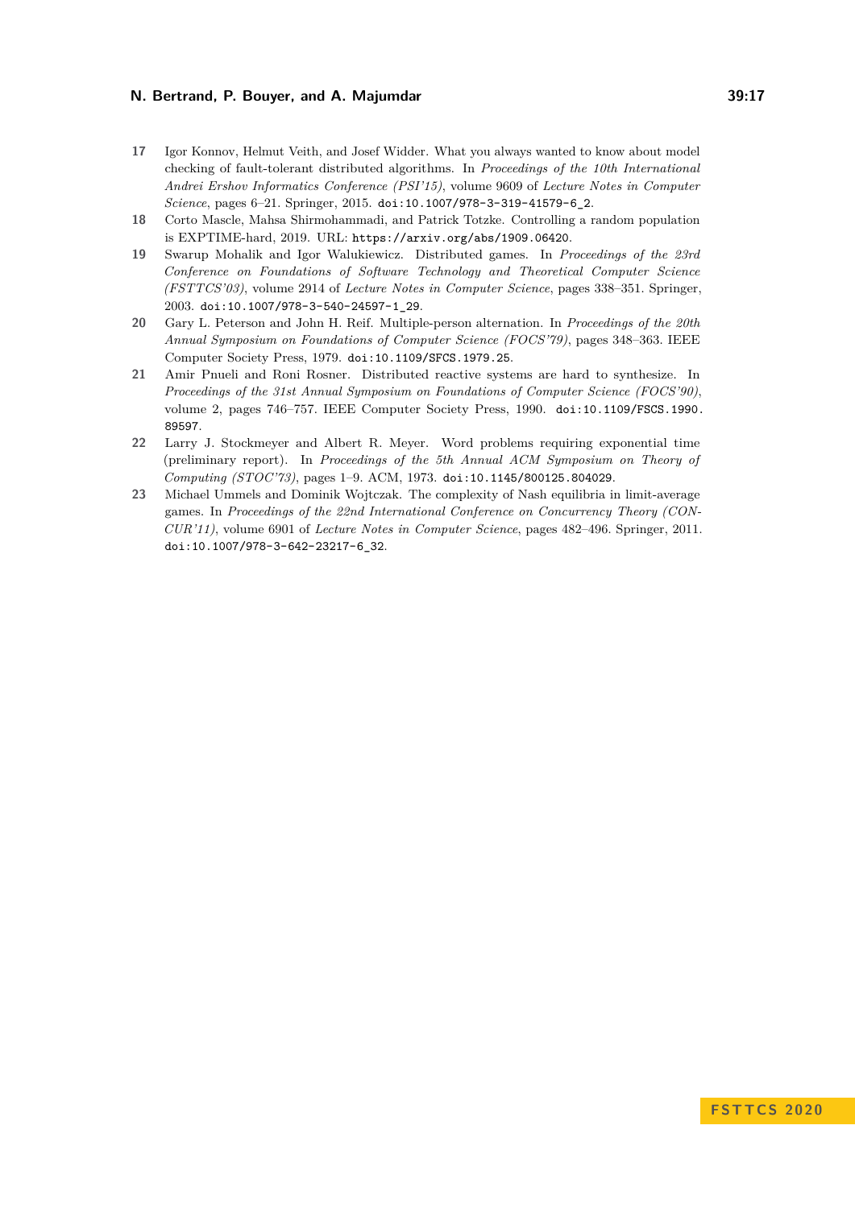17 Igor Konnov, Helmut Veith, and Josef Widder. What you always wanted to know about model checking of fault-tolerant distributed algorithms. In *Proceedings of the 10th International Andrei Ershov Informatics Conference (PSI'15)*, volume 9609 of *Lecture Notes in Computer Science*, pages 6–21. Springer, 2015. doi:10.1007/978-3-319-41579-6_2.

18 Corto Mascle, Mahsa Shirmohammadi, and Patrick Totzke. Controlling a random population is EXPTIME-hard, 2019. URL: https://arxiv.org/abs/1909.06420.

19 Swarup Mohalik and Igor Walukiewicz. Distributed games. In *Proceedings of the 23rd Conference on Foundations of Software Technology and Theoretical Computer Science (FSTTCS'03)*, volume 2914 of *Lecture Notes in Computer Science*, pages 338–351. Springer, 2003. doi:10.1007/978-3-540-24597-1_29.

20 Gary L. Peterson and John H. Reif. Multiple-person alternation. In *Proceedings of the 20th Annual Symposium on Foundations of Computer Science (FOCS'79)*, pages 348–363. IEEE Computer Society Press, 1979. doi:10.1109/SFCS.1979.25.

21 Amir Pnueli and Roni Rosner. Distributed reactive systems are hard to synthesize. In *Proceedings of the 31st Annual Symposium on Foundations of Computer Science (FOCS'90)*, volume 2, pages 746–757. IEEE Computer Society Press, 1990. doi:10.1109/FSCS.1990.89597.

22 Larry J. Stockmeyer and Albert R. Meyer. Word problems requiring exponential time (preliminary report). In *Proceedings of the 5th Annual ACM Symposium on Theory of Computing (STOC'73)*, pages 1–9. ACM, 1973. doi:10.1145/800125.804029.

23 Michael Ummels and Dominik Wojtczak. The complexity of Nash equilibria in limit-average games. In *Proceedings of the 22nd International Conference on Concurrency Theory (CONCUR'11)*, volume 6901 of *Lecture Notes in Computer Science*, pages 482–496. Springer, 2011. doi:10.1007/978-3-642-23217-6_32.